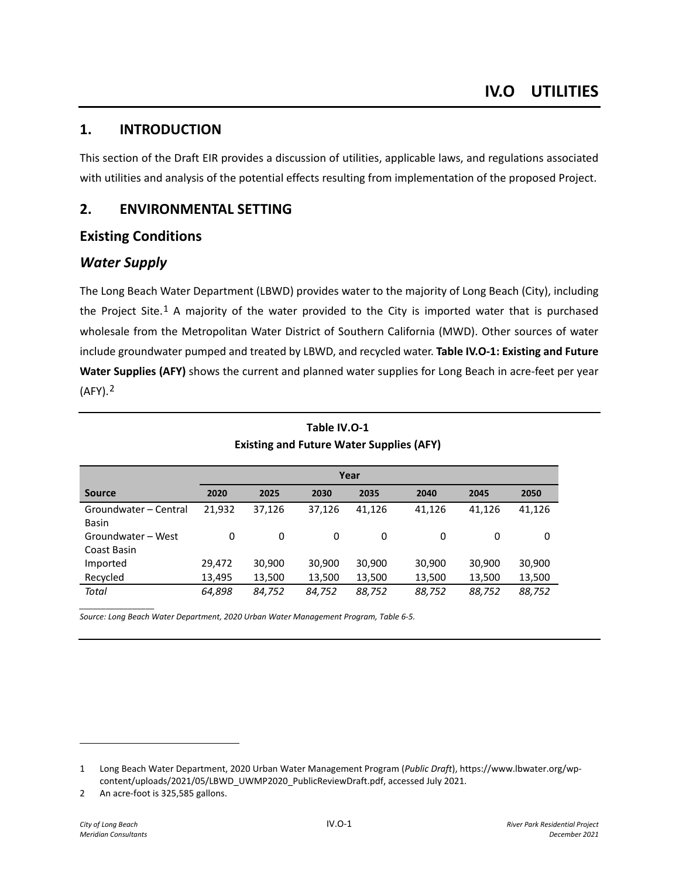# IV.O UTILITIES

## 1. INTRODUCTION

This section of the Draft EIR provides a discussion of utilities, applicable laws, and regulations associated with utilities and analysis of the potential effects resulting from implementation of the proposed Project.

## 2. ENVIRONMENTAL SETTING

### Existing Conditions

#### *Water Supply*

The Long Beach Water Department (LBWD) provides water to the majority of Long Beach (City), including the Project Site.[1] A majority of the water provided to the City is imported water that is purchased wholesale from the Metropolitan Water District of Southern California (MWD). Other sources of water include groundwater pumped and treated by LBWD, and recycled water. **Table IV.O-1: Existing and Future Water Supplies (AFY)** shows the current and planned water supplies for Long Beach in acre-feet per year (AFY).[2]

**Table IV.O-1**
**Existing and Future Water Supplies (AFY)**

| | Year | | | | | | |
|---|---|---|---|---|---|---|---|
| **Source** | **2020** | **2025** | **2030** | **2035** | **2040** | **2045** | **2050** |
| Groundwater – Central Basin | 21,932 | 37,126 | 37,126 | 41,126 | 41,126 | 41,126 | 41,126 |
| Groundwater – West Coast Basin | 0 | 0 | 0 | 0 | 0 | 0 | 0 |
| Imported | 29,472 | 30,900 | 30,900 | 30,900 | 30,900 | 30,900 | 30,900 |
| Recycled | 13,495 | 13,500 | 13,500 | 13,500 | 13,500 | 13,500 | 13,500 |
| *Total* | *64,898* | *84,752* | *84,752* | *88,752* | *88,752* | *88,752* | *88,752* |

*Source: Long Beach Water Department, 2020 Urban Water Management Program, Table 6-5.*

---

1 Long Beach Water Department, 2020 Urban Water Management Program (*Public Draft*), https://www.lbwater.org/wp-content/uploads/2021/05/LBWD_UWMP2020_PublicReviewDraft.pdf, accessed July 2021.

2 An acre-foot is 325,585 gallons.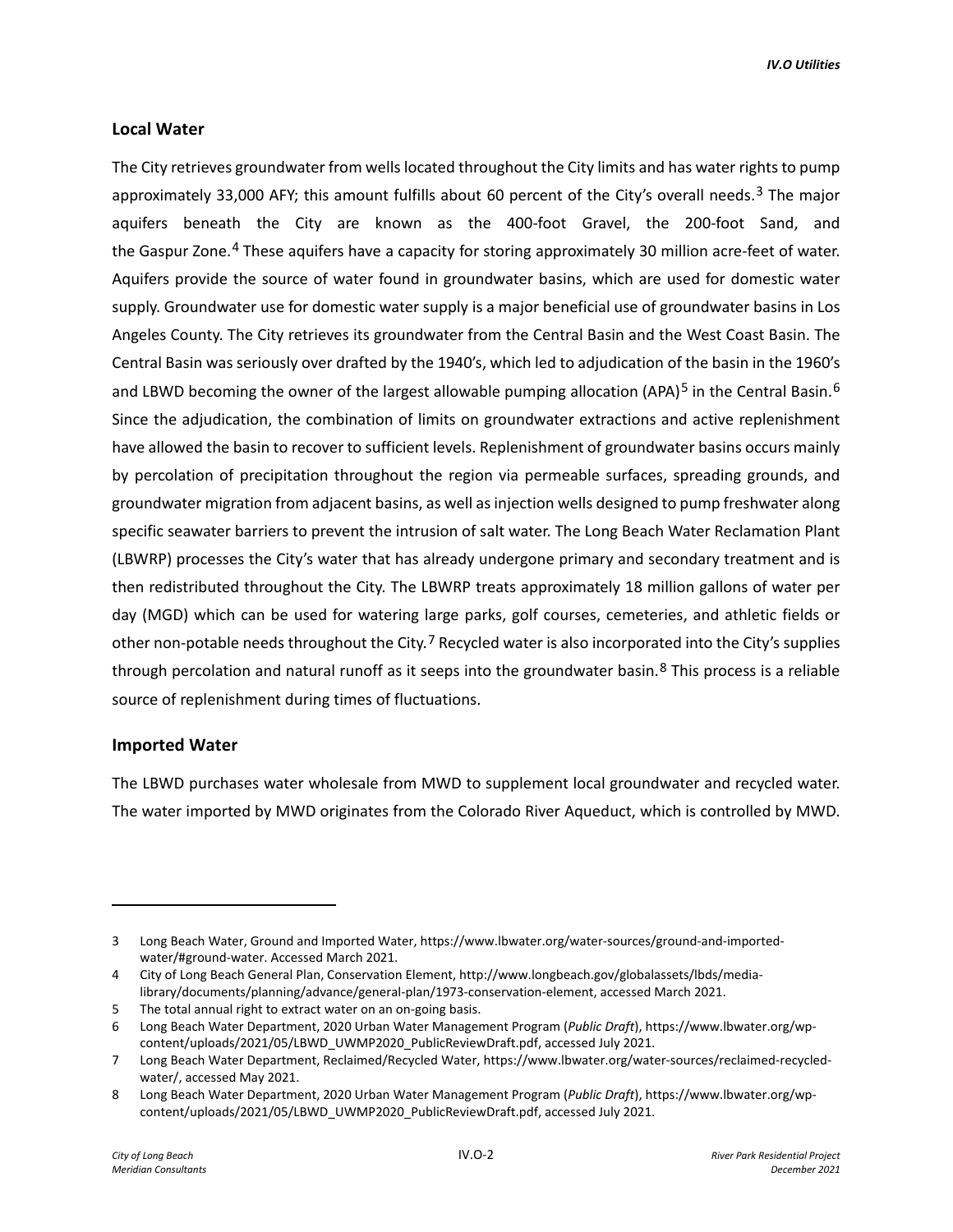### Local Water

The City retrieves groundwater from wells located throughout the City limits and has water rights to pump approximately 33,000 AFY; this amount fulfills about 60 percent of the City's overall needs.[3] The major aquifers beneath the City are known as the 400-foot Gravel, the 200-foot Sand, and the Gaspur Zone.[4] These aquifers have a capacity for storing approximately 30 million acre-feet of water. Aquifers provide the source of water found in groundwater basins, which are used for domestic water supply. Groundwater use for domestic water supply is a major beneficial use of groundwater basins in Los Angeles County. The City retrieves its groundwater from the Central Basin and the West Coast Basin. The Central Basin was seriously over drafted by the 1940's, which led to adjudication of the basin in the 1960's and LBWD becoming the owner of the largest allowable pumping allocation (APA)[5] in the Central Basin.[6] Since the adjudication, the combination of limits on groundwater extractions and active replenishment have allowed the basin to recover to sufficient levels. Replenishment of groundwater basins occurs mainly by percolation of precipitation throughout the region via permeable surfaces, spreading grounds, and groundwater migration from adjacent basins, as well as injection wells designed to pump freshwater along specific seawater barriers to prevent the intrusion of salt water. The Long Beach Water Reclamation Plant (LBWRP) processes the City's water that has already undergone primary and secondary treatment and is then redistributed throughout the City. The LBWRP treats approximately 18 million gallons of water per day (MGD) which can be used for watering large parks, golf courses, cemeteries, and athletic fields or other non-potable needs throughout the City.[7] Recycled water is also incorporated into the City's supplies through percolation and natural runoff as it seeps into the groundwater basin.[8] This process is a reliable source of replenishment during times of fluctuations.

### Imported Water

The LBWD purchases water wholesale from MWD to supplement local groundwater and recycled water. The water imported by MWD originates from the Colorado River Aqueduct, which is controlled by MWD.

---

3 Long Beach Water, Ground and Imported Water, https://www.lbwater.org/water-sources/ground-and-imported-water/#ground-water. Accessed March 2021.

4 City of Long Beach General Plan, Conservation Element, http://www.longbeach.gov/globalassets/lbds/media-library/documents/planning/advance/general-plan/1973-conservation-element, accessed March 2021.

5 The total annual right to extract water on an on-going basis.

6 Long Beach Water Department, 2020 Urban Water Management Program (*Public Draft*), https://www.lbwater.org/wp-content/uploads/2021/05/LBWD_UWMP2020_PublicReviewDraft.pdf, accessed July 2021.

7 Long Beach Water Department, Reclaimed/Recycled Water, https://www.lbwater.org/water-sources/reclaimed-recycled-water/, accessed May 2021.

8 Long Beach Water Department, 2020 Urban Water Management Program (*Public Draft*), https://www.lbwater.org/wp-content/uploads/2021/05/LBWD_UWMP2020_PublicReviewDraft.pdf, accessed July 2021.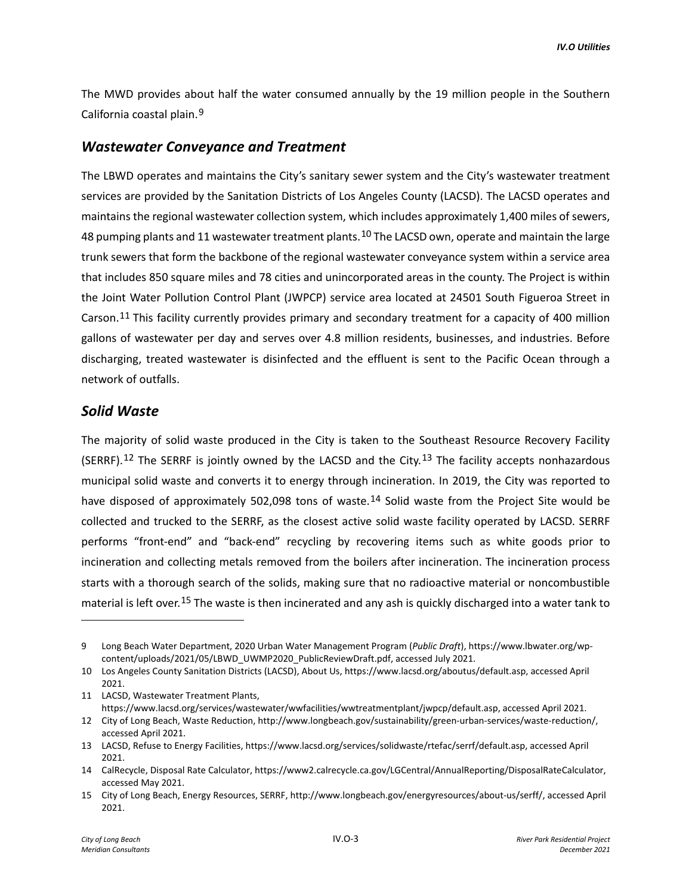The MWD provides about half the water consumed annually by the 19 million people in the Southern California coastal plain.[9]

### *Wastewater Conveyance and Treatment*

The LBWD operates and maintains the City's sanitary sewer system and the City's wastewater treatment services are provided by the Sanitation Districts of Los Angeles County (LACSD). The LACSD operates and maintains the regional wastewater collection system, which includes approximately 1,400 miles of sewers, 48 pumping plants and 11 wastewater treatment plants.[10] The LACSD own, operate and maintain the large trunk sewers that form the backbone of the regional wastewater conveyance system within a service area that includes 850 square miles and 78 cities and unincorporated areas in the county. The Project is within the Joint Water Pollution Control Plant (JWPCP) service area located at 24501 South Figueroa Street in Carson.[11] This facility currently provides primary and secondary treatment for a capacity of 400 million gallons of wastewater per day and serves over 4.8 million residents, businesses, and industries. Before discharging, treated wastewater is disinfected and the effluent is sent to the Pacific Ocean through a network of outfalls.

### *Solid Waste*

The majority of solid waste produced in the City is taken to the Southeast Resource Recovery Facility (SERRF).[12] The SERRF is jointly owned by the LACSD and the City.[13] The facility accepts nonhazardous municipal solid waste and converts it to energy through incineration. In 2019, the City was reported to have disposed of approximately 502,098 tons of waste.[14] Solid waste from the Project Site would be collected and trucked to the SERRF, as the closest active solid waste facility operated by LACSD. SERRF performs "front-end" and "back-end" recycling by recovering items such as white goods prior to incineration and collecting metals removed from the boilers after incineration. The incineration process starts with a thorough search of the solids, making sure that no radioactive material or noncombustible material is left over.[15] The waste is then incinerated and any ash is quickly discharged into a water tank to

---

9 Long Beach Water Department, 2020 Urban Water Management Program (*Public Draft*), https://www.lbwater.org/wp-content/uploads/2021/05/LBWD_UWMP2020_PublicReviewDraft.pdf, accessed July 2021.

10 Los Angeles County Sanitation Districts (LACSD), About Us, https://www.lacsd.org/aboutus/default.asp, accessed April 2021.

11 LACSD, Wastewater Treatment Plants, https://www.lacsd.org/services/wastewater/wwfacilities/wwtreatmentplant/jwpcp/default.asp, accessed April 2021.

12 City of Long Beach, Waste Reduction, http://www.longbeach.gov/sustainability/green-urban-services/waste-reduction/, accessed April 2021.

13 LACSD, Refuse to Energy Facilities, https://www.lacsd.org/services/solidwaste/rtefac/serrf/default.asp, accessed April 2021.

14 CalRecycle, Disposal Rate Calculator, https://www2.calrecycle.ca.gov/LGCentral/AnnualReporting/DisposalRateCalculator, accessed May 2021.

15 City of Long Beach, Energy Resources, SERRF, http://www.longbeach.gov/energyresources/about-us/serff/, accessed April 2021.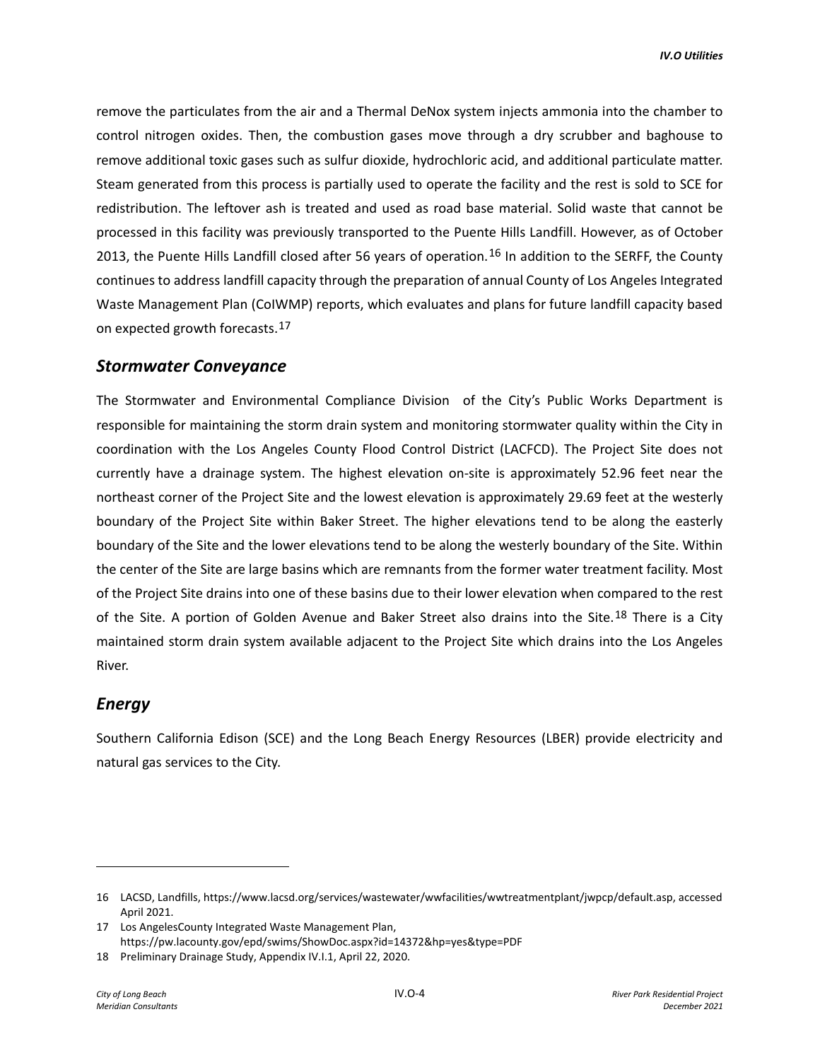remove the particulates from the air and a Thermal DeNox system injects ammonia into the chamber to control nitrogen oxides. Then, the combustion gases move through a dry scrubber and baghouse to remove additional toxic gases such as sulfur dioxide, hydrochloric acid, and additional particulate matter. Steam generated from this process is partially used to operate the facility and the rest is sold to SCE for redistribution. The leftover ash is treated and used as road base material. Solid waste that cannot be processed in this facility was previously transported to the Puente Hills Landfill. However, as of October 2013, the Puente Hills Landfill closed after 56 years of operation.[16] In addition to the SERFF, the County continues to address landfill capacity through the preparation of annual County of Los Angeles Integrated Waste Management Plan (CoIWMP) reports, which evaluates and plans for future landfill capacity based on expected growth forecasts.[17]

## *Stormwater Conveyance*

The Stormwater and Environmental Compliance Division of the City's Public Works Department is responsible for maintaining the storm drain system and monitoring stormwater quality within the City in coordination with the Los Angeles County Flood Control District (LACFCD). The Project Site does not currently have a drainage system. The highest elevation on-site is approximately 52.96 feet near the northeast corner of the Project Site and the lowest elevation is approximately 29.69 feet at the westerly boundary of the Project Site within Baker Street. The higher elevations tend to be along the easterly boundary of the Site and the lower elevations tend to be along the westerly boundary of the Site. Within the center of the Site are large basins which are remnants from the former water treatment facility. Most of the Project Site drains into one of these basins due to their lower elevation when compared to the rest of the Site. A portion of Golden Avenue and Baker Street also drains into the Site.[18] There is a City maintained storm drain system available adjacent to the Project Site which drains into the Los Angeles River.

## *Energy*

Southern California Edison (SCE) and the Long Beach Energy Resources (LBER) provide electricity and natural gas services to the City.

---

16 LACSD, Landfills, https://www.lacsd.org/services/wastewater/wwfacilities/wwtreatmentplant/jwpcp/default.asp, accessed April 2021.

17 Los AngelesCounty Integrated Waste Management Plan, https://pw.lacounty.gov/epd/swims/ShowDoc.aspx?id=14372&hp=yes&type=PDF

18 Preliminary Drainage Study, Appendix IV.I.1, April 22, 2020.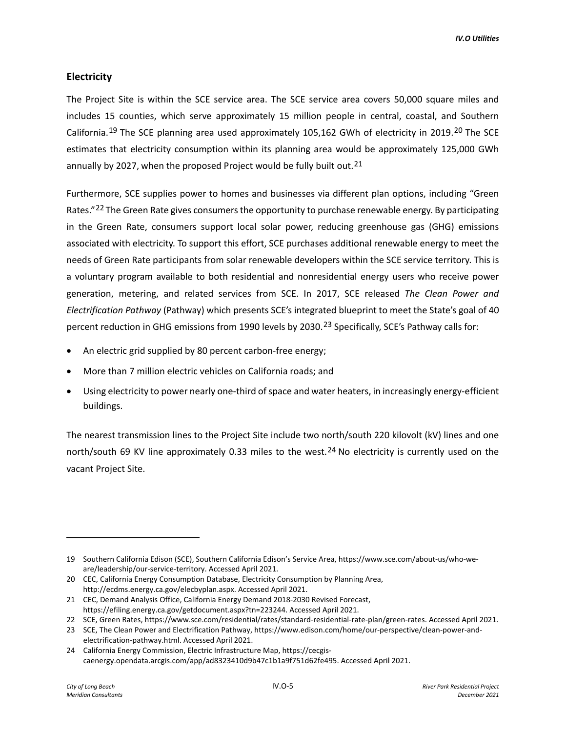## Electricity

The Project Site is within the SCE service area. The SCE service area covers 50,000 square miles and includes 15 counties, which serve approximately 15 million people in central, coastal, and Southern California.[19] The SCE planning area used approximately 105,162 GWh of electricity in 2019.[20] The SCE estimates that electricity consumption within its planning area would be approximately 125,000 GWh annually by 2027, when the proposed Project would be fully built out.[21]

Furthermore, SCE supplies power to homes and businesses via different plan options, including "Green Rates."[22] The Green Rate gives consumers the opportunity to purchase renewable energy. By participating in the Green Rate, consumers support local solar power, reducing greenhouse gas (GHG) emissions associated with electricity. To support this effort, SCE purchases additional renewable energy to meet the needs of Green Rate participants from solar renewable developers within the SCE service territory. This is a voluntary program available to both residential and nonresidential energy users who receive power generation, metering, and related services from SCE. In 2017, SCE released *The Clean Power and Electrification Pathway* (Pathway) which presents SCE's integrated blueprint to meet the State's goal of 40 percent reduction in GHG emissions from 1990 levels by 2030.[23] Specifically, SCE's Pathway calls for:

- An electric grid supplied by 80 percent carbon-free energy;
- More than 7 million electric vehicles on California roads; and
- Using electricity to power nearly one-third of space and water heaters, in increasingly energy-efficient buildings.

The nearest transmission lines to the Project Site include two north/south 220 kilovolt (kV) lines and one north/south 69 KV line approximately 0.33 miles to the west.[24] No electricity is currently used on the vacant Project Site.

---

19 Southern California Edison (SCE), Southern California Edison's Service Area, https://www.sce.com/about-us/who-we-are/leadership/our-service-territory. Accessed April 2021.

20 CEC, California Energy Consumption Database, Electricity Consumption by Planning Area, http://ecdms.energy.ca.gov/elecbyplan.aspx. Accessed April 2021.

21 CEC, Demand Analysis Office, California Energy Demand 2018-2030 Revised Forecast, https://efiling.energy.ca.gov/getdocument.aspx?tn=223244. Accessed April 2021.

22 SCE, Green Rates, https://www.sce.com/residential/rates/standard-residential-rate-plan/green-rates. Accessed April 2021.

23 SCE, The Clean Power and Electrification Pathway, https://www.edison.com/home/our-perspective/clean-power-and-electrification-pathway.html. Accessed April 2021.

24 California Energy Commission, Electric Infrastructure Map, https://cecgis-caenergy.opendata.arcgis.com/app/ad8323410d9b47c1b1a9f751d62fe495. Accessed April 2021.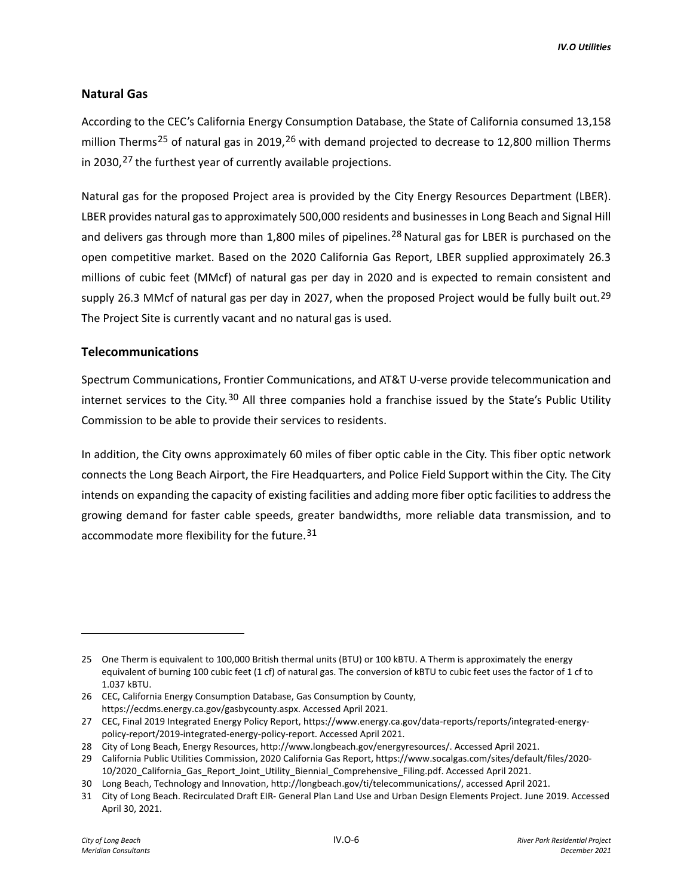## Natural Gas

According to the CEC's California Energy Consumption Database, the State of California consumed 13,158 million Therms[25] of natural gas in 2019,[26] with demand projected to decrease to 12,800 million Therms in 2030,[27] the furthest year of currently available projections.

Natural gas for the proposed Project area is provided by the City Energy Resources Department (LBER). LBER provides natural gas to approximately 500,000 residents and businesses in Long Beach and Signal Hill and delivers gas through more than 1,800 miles of pipelines.[28] Natural gas for LBER is purchased on the open competitive market. Based on the 2020 California Gas Report, LBER supplied approximately 26.3 millions of cubic feet (MMcf) of natural gas per day in 2020 and is expected to remain consistent and supply 26.3 MMcf of natural gas per day in 2027, when the proposed Project would be fully built out.[29] The Project Site is currently vacant and no natural gas is used.

## Telecommunications

Spectrum Communications, Frontier Communications, and AT&T U-verse provide telecommunication and internet services to the City.[30] All three companies hold a franchise issued by the State's Public Utility Commission to be able to provide their services to residents.

In addition, the City owns approximately 60 miles of fiber optic cable in the City. This fiber optic network connects the Long Beach Airport, the Fire Headquarters, and Police Field Support within the City. The City intends on expanding the capacity of existing facilities and adding more fiber optic facilities to address the growing demand for faster cable speeds, greater bandwidths, more reliable data transmission, and to accommodate more flexibility for the future.[31]

---

25 One Therm is equivalent to 100,000 British thermal units (BTU) or 100 kBTU. A Therm is approximately the energy equivalent of burning 100 cubic feet (1 cf) of natural gas. The conversion of kBTU to cubic feet uses the factor of 1 cf to 1.037 kBTU.

26 CEC, California Energy Consumption Database, Gas Consumption by County, https://ecdms.energy.ca.gov/gasbycounty.aspx. Accessed April 2021.

27 CEC, Final 2019 Integrated Energy Policy Report, https://www.energy.ca.gov/data-reports/reports/integrated-energy-policy-report/2019-integrated-energy-policy-report. Accessed April 2021.

28 City of Long Beach, Energy Resources, http://www.longbeach.gov/energyresources/. Accessed April 2021.

29 California Public Utilities Commission, 2020 California Gas Report, https://www.socalgas.com/sites/default/files/2020-10/2020_California_Gas_Report_Joint_Utility_Biennial_Comprehensive_Filing.pdf. Accessed April 2021.

30 Long Beach, Technology and Innovation, http://longbeach.gov/ti/telecommunications/, accessed April 2021.

31 City of Long Beach. Recirculated Draft EIR- General Plan Land Use and Urban Design Elements Project. June 2019. Accessed April 30, 2021.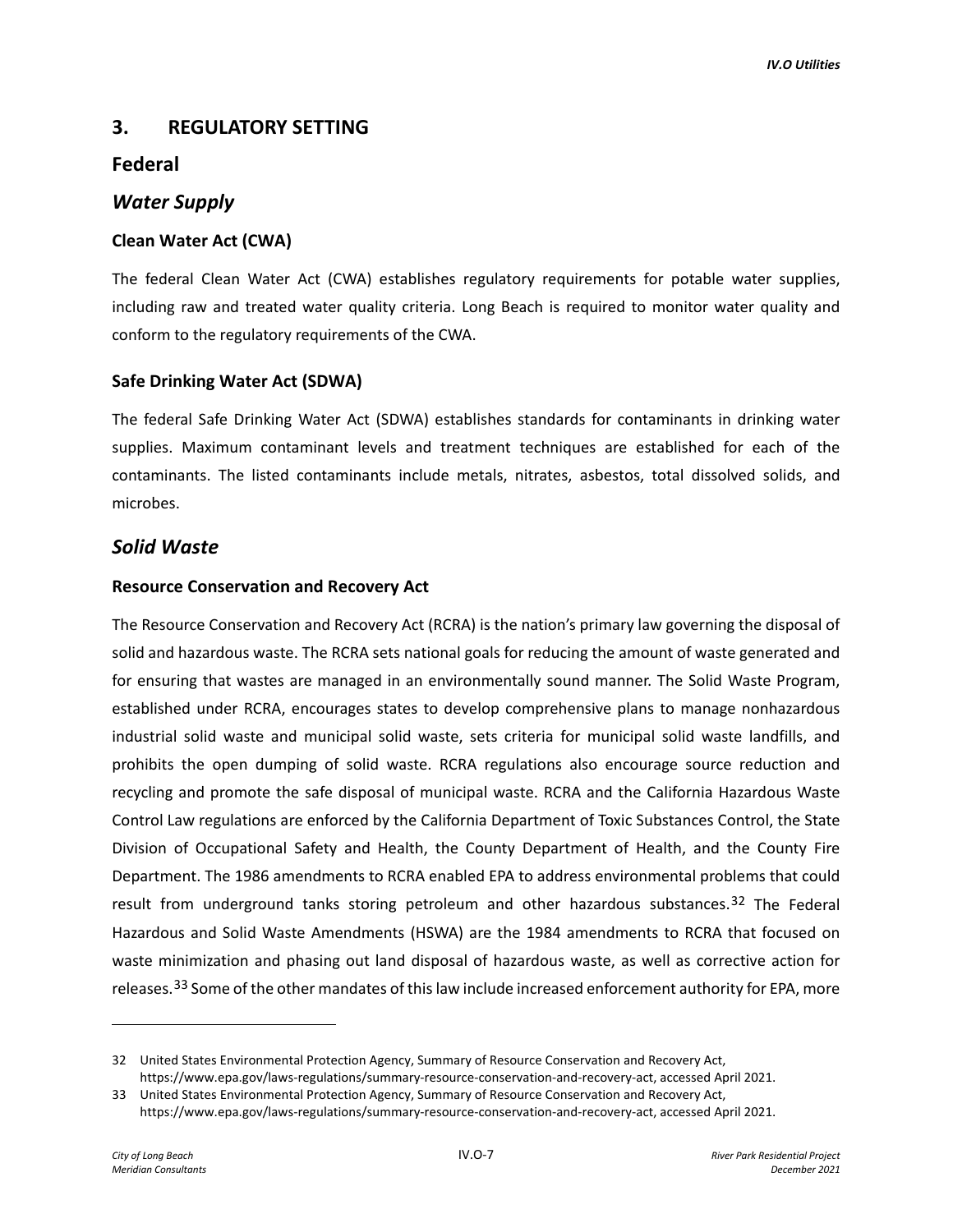## 3. REGULATORY SETTING

### Federal

### *Water Supply*

#### Clean Water Act (CWA)

The federal Clean Water Act (CWA) establishes regulatory requirements for potable water supplies, including raw and treated water quality criteria. Long Beach is required to monitor water quality and conform to the regulatory requirements of the CWA.

#### Safe Drinking Water Act (SDWA)

The federal Safe Drinking Water Act (SDWA) establishes standards for contaminants in drinking water supplies. Maximum contaminant levels and treatment techniques are established for each of the contaminants. The listed contaminants include metals, nitrates, asbestos, total dissolved solids, and microbes.

### *Solid Waste*

#### Resource Conservation and Recovery Act

The Resource Conservation and Recovery Act (RCRA) is the nation's primary law governing the disposal of solid and hazardous waste. The RCRA sets national goals for reducing the amount of waste generated and for ensuring that wastes are managed in an environmentally sound manner. The Solid Waste Program, established under RCRA, encourages states to develop comprehensive plans to manage nonhazardous industrial solid waste and municipal solid waste, sets criteria for municipal solid waste landfills, and prohibits the open dumping of solid waste. RCRA regulations also encourage source reduction and recycling and promote the safe disposal of municipal waste. RCRA and the California Hazardous Waste Control Law regulations are enforced by the California Department of Toxic Substances Control, the State Division of Occupational Safety and Health, the County Department of Health, and the County Fire Department. The 1986 amendments to RCRA enabled EPA to address environmental problems that could result from underground tanks storing petroleum and other hazardous substances.[32] The Federal Hazardous and Solid Waste Amendments (HSWA) are the 1984 amendments to RCRA that focused on waste minimization and phasing out land disposal of hazardous waste, as well as corrective action for releases.[33] Some of the other mandates of this law include increased enforcement authority for EPA, more

---

32 United States Environmental Protection Agency, Summary of Resource Conservation and Recovery Act, https://www.epa.gov/laws-regulations/summary-resource-conservation-and-recovery-act, accessed April 2021.

33 United States Environmental Protection Agency, Summary of Resource Conservation and Recovery Act, https://www.epa.gov/laws-regulations/summary-resource-conservation-and-recovery-act, accessed April 2021.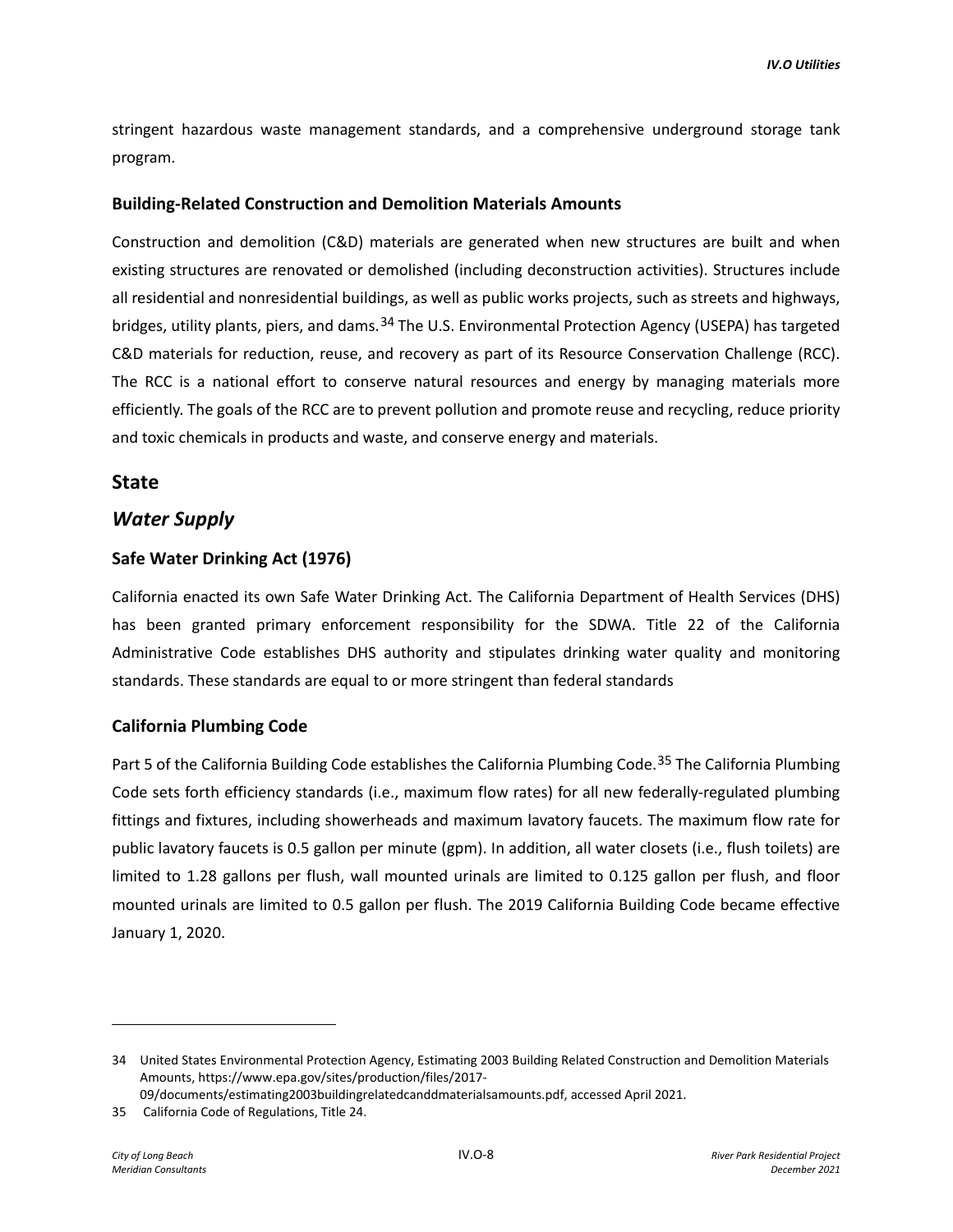stringent hazardous waste management standards, and a comprehensive underground storage tank program.

### Building-Related Construction and Demolition Materials Amounts

Construction and demolition (C&D) materials are generated when new structures are built and when existing structures are renovated or demolished (including deconstruction activities). Structures include all residential and nonresidential buildings, as well as public works projects, such as streets and highways, bridges, utility plants, piers, and dams.[34] The U.S. Environmental Protection Agency (USEPA) has targeted C&D materials for reduction, reuse, and recovery as part of its Resource Conservation Challenge (RCC). The RCC is a national effort to conserve natural resources and energy by managing materials more efficiently. The goals of the RCC are to prevent pollution and promote reuse and recycling, reduce priority and toxic chemicals in products and waste, and conserve energy and materials.

## State

## *Water Supply*

### Safe Water Drinking Act (1976)

California enacted its own Safe Water Drinking Act. The California Department of Health Services (DHS) has been granted primary enforcement responsibility for the SDWA. Title 22 of the California Administrative Code establishes DHS authority and stipulates drinking water quality and monitoring standards. These standards are equal to or more stringent than federal standards

### California Plumbing Code

Part 5 of the California Building Code establishes the California Plumbing Code.[35] The California Plumbing Code sets forth efficiency standards (i.e., maximum flow rates) for all new federally-regulated plumbing fittings and fixtures, including showerheads and maximum lavatory faucets. The maximum flow rate for public lavatory faucets is 0.5 gallon per minute (gpm). In addition, all water closets (i.e., flush toilets) are limited to 1.28 gallons per flush, wall mounted urinals are limited to 0.125 gallon per flush, and floor mounted urinals are limited to 0.5 gallon per flush. The 2019 California Building Code became effective January 1, 2020.

---

34 United States Environmental Protection Agency, Estimating 2003 Building Related Construction and Demolition Materials Amounts, https://www.epa.gov/sites/production/files/2017-09/documents/estimating2003buildingrelatedcanddmaterialsamounts.pdf, accessed April 2021.

35 California Code of Regulations, Title 24.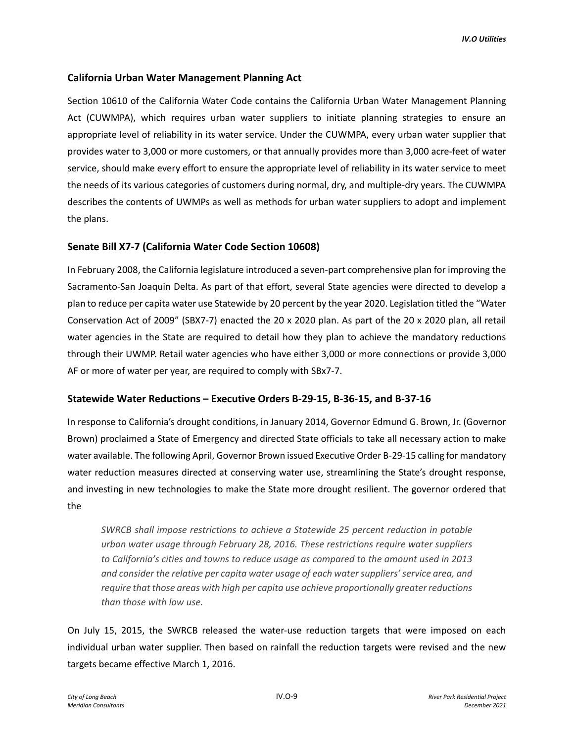## California Urban Water Management Planning Act

Section 10610 of the California Water Code contains the California Urban Water Management Planning Act (CUWMPA), which requires urban water suppliers to initiate planning strategies to ensure an appropriate level of reliability in its water service. Under the CUWMPA, every urban water supplier that provides water to 3,000 or more customers, or that annually provides more than 3,000 acre-feet of water service, should make every effort to ensure the appropriate level of reliability in its water service to meet the needs of its various categories of customers during normal, dry, and multiple-dry years. The CUWMPA describes the contents of UWMPs as well as methods for urban water suppliers to adopt and implement the plans.

## Senate Bill X7-7 (California Water Code Section 10608)

In February 2008, the California legislature introduced a seven-part comprehensive plan for improving the Sacramento-San Joaquin Delta. As part of that effort, several State agencies were directed to develop a plan to reduce per capita water use Statewide by 20 percent by the year 2020. Legislation titled the "Water Conservation Act of 2009" (SBX7-7) enacted the 20 x 2020 plan. As part of the 20 x 2020 plan, all retail water agencies in the State are required to detail how they plan to achieve the mandatory reductions through their UWMP. Retail water agencies who have either 3,000 or more connections or provide 3,000 AF or more of water per year, are required to comply with SBx7-7.

## Statewide Water Reductions – Executive Orders B-29-15, B-36-15, and B-37-16

In response to California's drought conditions, in January 2014, Governor Edmund G. Brown, Jr. (Governor Brown) proclaimed a State of Emergency and directed State officials to take all necessary action to make water available. The following April, Governor Brown issued Executive Order B-29-15 calling for mandatory water reduction measures directed at conserving water use, streamlining the State's drought response, and investing in new technologies to make the State more drought resilient. The governor ordered that the

> *SWRCB shall impose restrictions to achieve a Statewide 25 percent reduction in potable urban water usage through February 28, 2016. These restrictions require water suppliers to California's cities and towns to reduce usage as compared to the amount used in 2013 and consider the relative per capita water usage of each water suppliers' service area, and require that those areas with high per capita use achieve proportionally greater reductions than those with low use.*

On July 15, 2015, the SWRCB released the water-use reduction targets that were imposed on each individual urban water supplier. Then based on rainfall the reduction targets were revised and the new targets became effective March 1, 2016.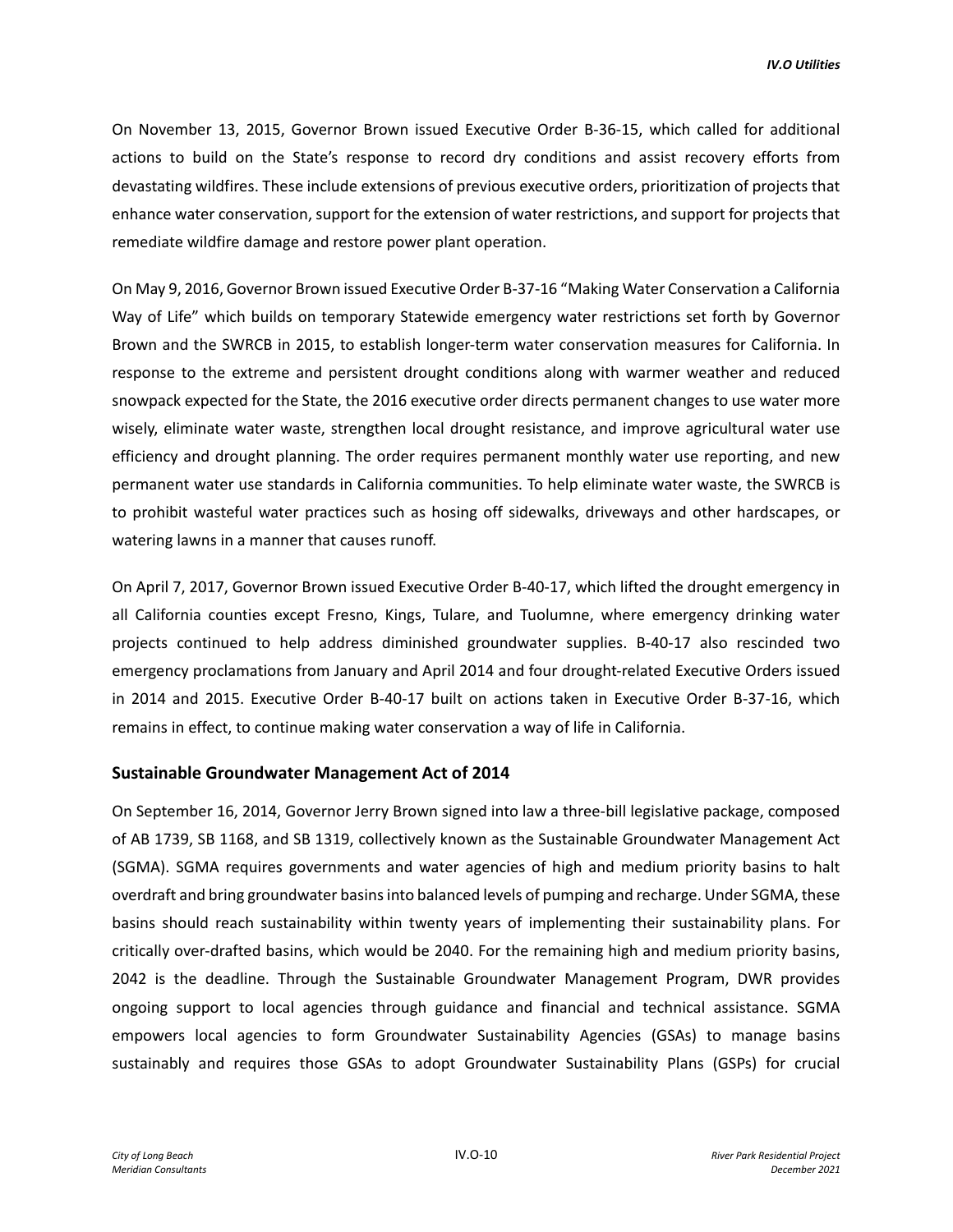On November 13, 2015, Governor Brown issued Executive Order B-36-15, which called for additional actions to build on the State's response to record dry conditions and assist recovery efforts from devastating wildfires. These include extensions of previous executive orders, prioritization of projects that enhance water conservation, support for the extension of water restrictions, and support for projects that remediate wildfire damage and restore power plant operation.

On May 9, 2016, Governor Brown issued Executive Order B-37-16 "Making Water Conservation a California Way of Life" which builds on temporary Statewide emergency water restrictions set forth by Governor Brown and the SWRCB in 2015, to establish longer-term water conservation measures for California. In response to the extreme and persistent drought conditions along with warmer weather and reduced snowpack expected for the State, the 2016 executive order directs permanent changes to use water more wisely, eliminate water waste, strengthen local drought resistance, and improve agricultural water use efficiency and drought planning. The order requires permanent monthly water use reporting, and new permanent water use standards in California communities. To help eliminate water waste, the SWRCB is to prohibit wasteful water practices such as hosing off sidewalks, driveways and other hardscapes, or watering lawns in a manner that causes runoff.

On April 7, 2017, Governor Brown issued Executive Order B-40-17, which lifted the drought emergency in all California counties except Fresno, Kings, Tulare, and Tuolumne, where emergency drinking water projects continued to help address diminished groundwater supplies. B-40-17 also rescinded two emergency proclamations from January and April 2014 and four drought-related Executive Orders issued in 2014 and 2015. Executive Order B-40-17 built on actions taken in Executive Order B-37-16, which remains in effect, to continue making water conservation a way of life in California.

## Sustainable Groundwater Management Act of 2014

On September 16, 2014, Governor Jerry Brown signed into law a three-bill legislative package, composed of AB 1739, SB 1168, and SB 1319, collectively known as the Sustainable Groundwater Management Act (SGMA). SGMA requires governments and water agencies of high and medium priority basins to halt overdraft and bring groundwater basins into balanced levels of pumping and recharge. Under SGMA, these basins should reach sustainability within twenty years of implementing their sustainability plans. For critically over-drafted basins, which would be 2040. For the remaining high and medium priority basins, 2042 is the deadline. Through the Sustainable Groundwater Management Program, DWR provides ongoing support to local agencies through guidance and financial and technical assistance. SGMA empowers local agencies to form Groundwater Sustainability Agencies (GSAs) to manage basins sustainably and requires those GSAs to adopt Groundwater Sustainability Plans (GSPs) for crucial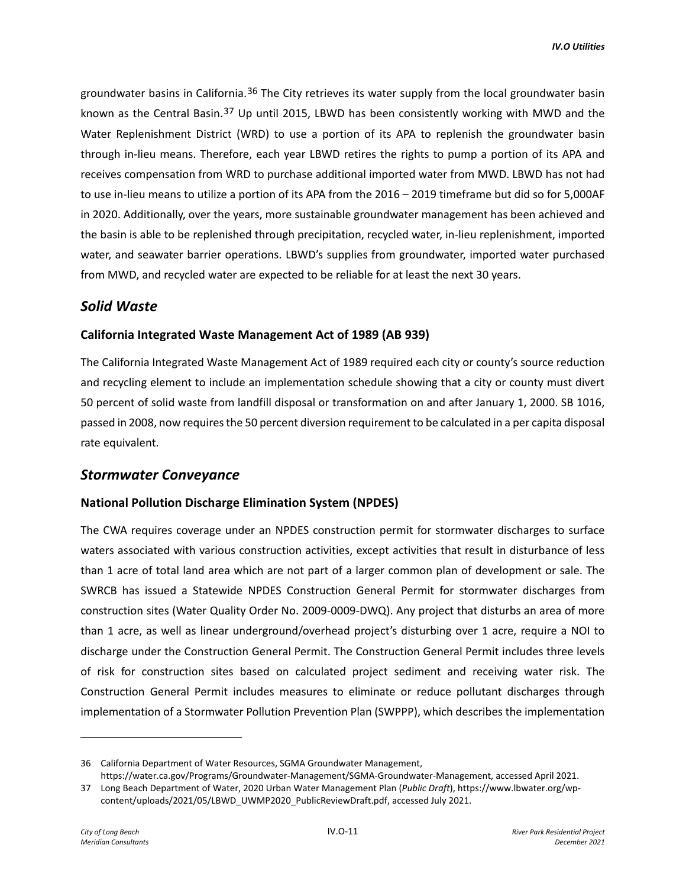groundwater basins in California.[36] The City retrieves its water supply from the local groundwater basin known as the Central Basin.[37] Up until 2015, LBWD has been consistently working with MWD and the Water Replenishment District (WRD) to use a portion of its APA to replenish the groundwater basin through in-lieu means. Therefore, each year LBWD retires the rights to pump a portion of its APA and receives compensation from WRD to purchase additional imported water from MWD. LBWD has not had to use in-lieu means to utilize a portion of its APA from the 2016 – 2019 timeframe but did so for 5,000AF in 2020. Additionally, over the years, more sustainable groundwater management has been achieved and the basin is able to be replenished through precipitation, recycled water, in-lieu replenishment, imported water, and seawater barrier operations. LBWD's supplies from groundwater, imported water purchased from MWD, and recycled water are expected to be reliable for at least the next 30 years.

## *Solid Waste*

### California Integrated Waste Management Act of 1989 (AB 939)

The California Integrated Waste Management Act of 1989 required each city or county's source reduction and recycling element to include an implementation schedule showing that a city or county must divert 50 percent of solid waste from landfill disposal or transformation on and after January 1, 2000. SB 1016, passed in 2008, now requires the 50 percent diversion requirement to be calculated in a per capita disposal rate equivalent.

## *Stormwater Conveyance*

### National Pollution Discharge Elimination System (NPDES)

The CWA requires coverage under an NPDES construction permit for stormwater discharges to surface waters associated with various construction activities, except activities that result in disturbance of less than 1 acre of total land area which are not part of a larger common plan of development or sale. The SWRCB has issued a Statewide NPDES Construction General Permit for stormwater discharges from construction sites (Water Quality Order No. 2009-0009-DWQ). Any project that disturbs an area of more than 1 acre, as well as linear underground/overhead project's disturbing over 1 acre, require a NOI to discharge under the Construction General Permit. The Construction General Permit includes three levels of risk for construction sites based on calculated project sediment and receiving water risk. The Construction General Permit includes measures to eliminate or reduce pollutant discharges through implementation of a Stormwater Pollution Prevention Plan (SWPPP), which describes the implementation

---

36 California Department of Water Resources, SGMA Groundwater Management, https://water.ca.gov/Programs/Groundwater-Management/SGMA-Groundwater-Management, accessed April 2021.

37 Long Beach Department of Water, 2020 Urban Water Management Plan (*Public Draft*), https://www.lbwater.org/wp-content/uploads/2021/05/LBWD_UWMP2020_PublicReviewDraft.pdf, accessed July 2021.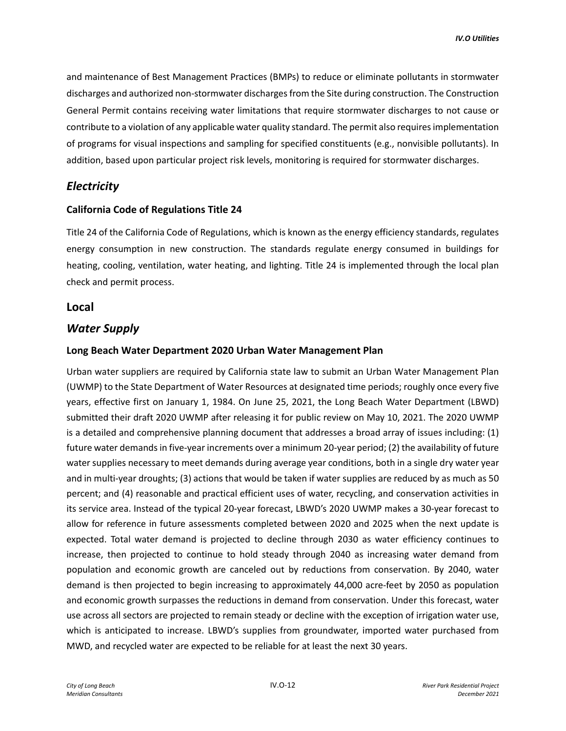and maintenance of Best Management Practices (BMPs) to reduce or eliminate pollutants in stormwater discharges and authorized non-stormwater discharges from the Site during construction. The Construction General Permit contains receiving water limitations that require stormwater discharges to not cause or contribute to a violation of any applicable water quality standard. The permit also requires implementation of programs for visual inspections and sampling for specified constituents (e.g., nonvisible pollutants). In addition, based upon particular project risk levels, monitoring is required for stormwater discharges.

## *Electricity*

### California Code of Regulations Title 24

Title 24 of the California Code of Regulations, which is known as the energy efficiency standards, regulates energy consumption in new construction. The standards regulate energy consumed in buildings for heating, cooling, ventilation, water heating, and lighting. Title 24 is implemented through the local plan check and permit process.

# Local

## *Water Supply*

### Long Beach Water Department 2020 Urban Water Management Plan

Urban water suppliers are required by California state law to submit an Urban Water Management Plan (UWMP) to the State Department of Water Resources at designated time periods; roughly once every five years, effective first on January 1, 1984. On June 25, 2021, the Long Beach Water Department (LBWD) submitted their draft 2020 UWMP after releasing it for public review on May 10, 2021. The 2020 UWMP is a detailed and comprehensive planning document that addresses a broad array of issues including: (1) future water demands in five-year increments over a minimum 20-year period; (2) the availability of future water supplies necessary to meet demands during average year conditions, both in a single dry water year and in multi-year droughts; (3) actions that would be taken if water supplies are reduced by as much as 50 percent; and (4) reasonable and practical efficient uses of water, recycling, and conservation activities in its service area. Instead of the typical 20-year forecast, LBWD's 2020 UWMP makes a 30-year forecast to allow for reference in future assessments completed between 2020 and 2025 when the next update is expected. Total water demand is projected to decline through 2030 as water efficiency continues to increase, then projected to continue to hold steady through 2040 as increasing water demand from population and economic growth are canceled out by reductions from conservation. By 2040, water demand is then projected to begin increasing to approximately 44,000 acre-feet by 2050 as population and economic growth surpasses the reductions in demand from conservation. Under this forecast, water use across all sectors are projected to remain steady or decline with the exception of irrigation water use, which is anticipated to increase. LBWD's supplies from groundwater, imported water purchased from MWD, and recycled water are expected to be reliable for at least the next 30 years.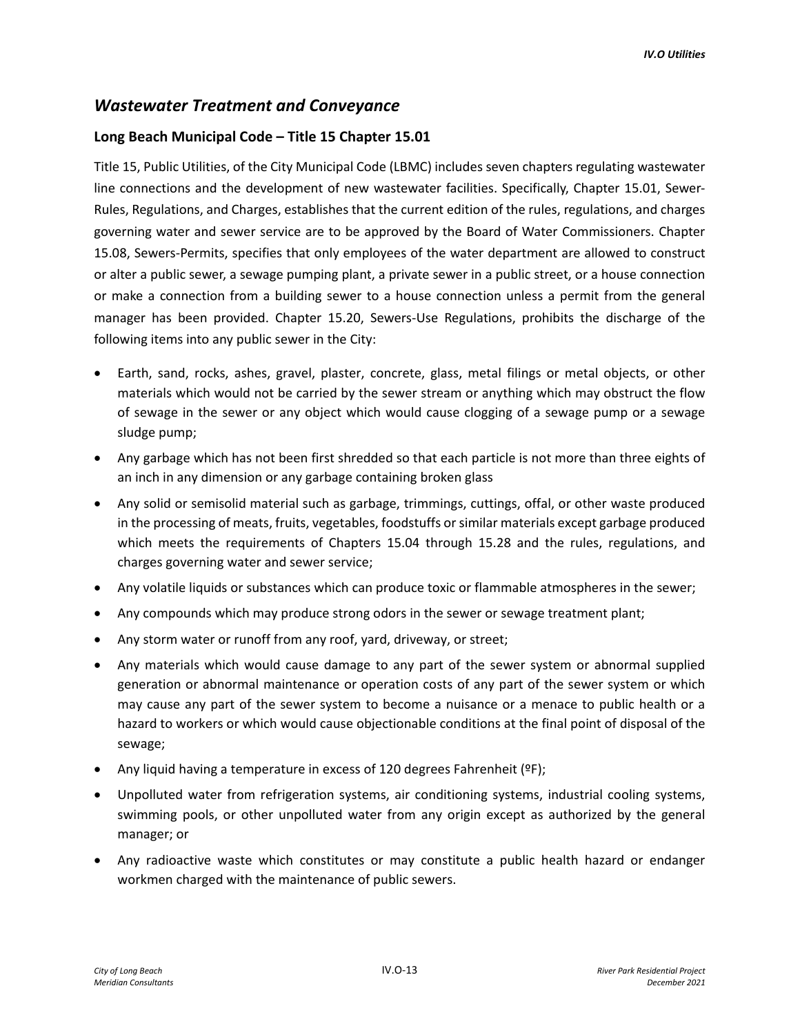## *Wastewater Treatment and Conveyance*

### Long Beach Municipal Code – Title 15 Chapter 15.01

Title 15, Public Utilities, of the City Municipal Code (LBMC) includes seven chapters regulating wastewater line connections and the development of new wastewater facilities. Specifically, Chapter 15.01, Sewer-Rules, Regulations, and Charges, establishes that the current edition of the rules, regulations, and charges governing water and sewer service are to be approved by the Board of Water Commissioners. Chapter 15.08, Sewers-Permits, specifies that only employees of the water department are allowed to construct or alter a public sewer, a sewage pumping plant, a private sewer in a public street, or a house connection or make a connection from a building sewer to a house connection unless a permit from the general manager has been provided. Chapter 15.20, Sewers-Use Regulations, prohibits the discharge of the following items into any public sewer in the City:

- Earth, sand, rocks, ashes, gravel, plaster, concrete, glass, metal filings or metal objects, or other materials which would not be carried by the sewer stream or anything which may obstruct the flow of sewage in the sewer or any object which would cause clogging of a sewage pump or a sewage sludge pump;
- Any garbage which has not been first shredded so that each particle is not more than three eights of an inch in any dimension or any garbage containing broken glass
- Any solid or semisolid material such as garbage, trimmings, cuttings, offal, or other waste produced in the processing of meats, fruits, vegetables, foodstuffs or similar materials except garbage produced which meets the requirements of Chapters 15.04 through 15.28 and the rules, regulations, and charges governing water and sewer service;
- Any volatile liquids or substances which can produce toxic or flammable atmospheres in the sewer;
- Any compounds which may produce strong odors in the sewer or sewage treatment plant;
- Any storm water or runoff from any roof, yard, driveway, or street;
- Any materials which would cause damage to any part of the sewer system or abnormal supplied generation or abnormal maintenance or operation costs of any part of the sewer system or which may cause any part of the sewer system to become a nuisance or a menace to public health or a hazard to workers or which would cause objectionable conditions at the final point of disposal of the sewage;
- Any liquid having a temperature in excess of 120 degrees Fahrenheit (ºF);
- Unpolluted water from refrigeration systems, air conditioning systems, industrial cooling systems, swimming pools, or other unpolluted water from any origin except as authorized by the general manager; or
- Any radioactive waste which constitutes or may constitute a public health hazard or endanger workmen charged with the maintenance of public sewers.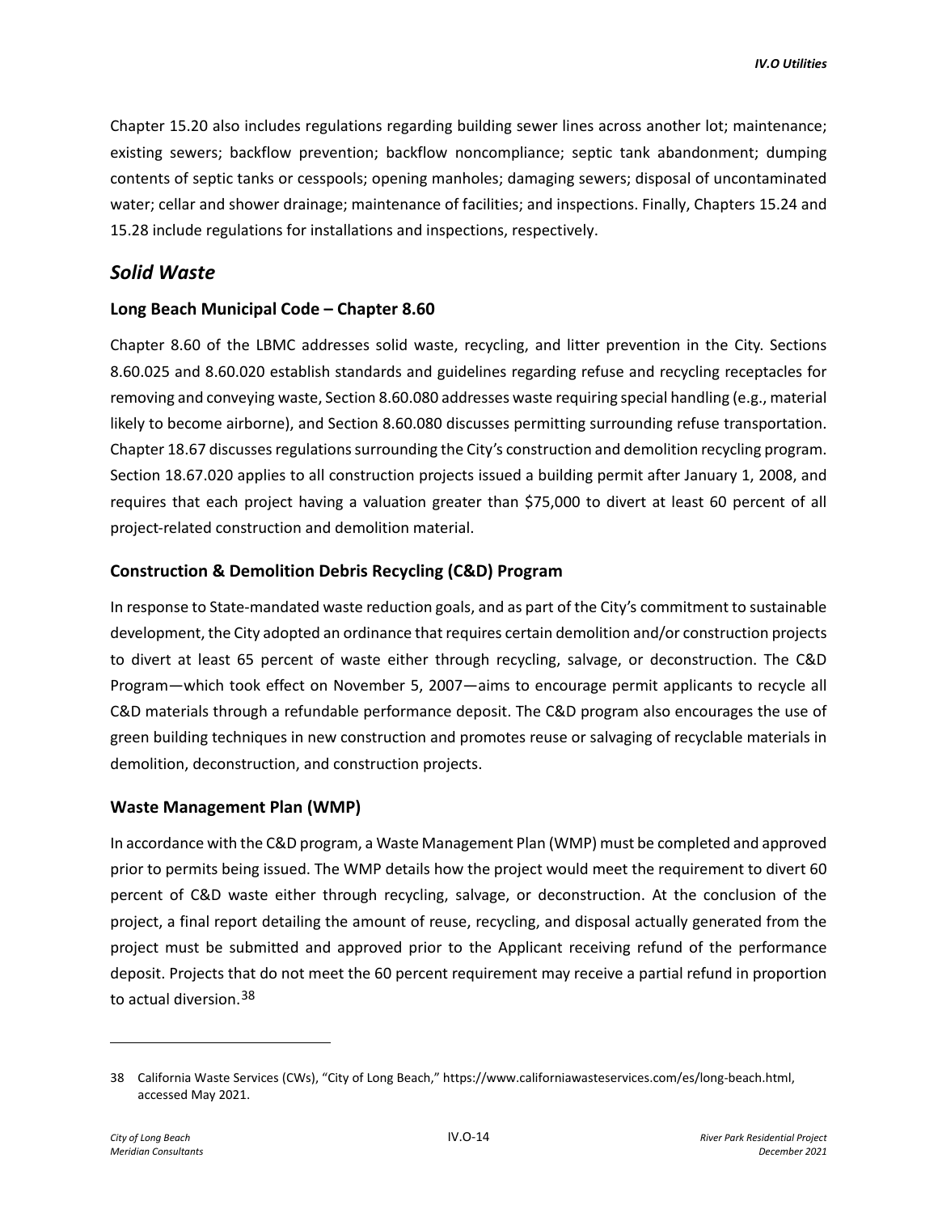Chapter 15.20 also includes regulations regarding building sewer lines across another lot; maintenance; existing sewers; backflow prevention; backflow noncompliance; septic tank abandonment; dumping contents of septic tanks or cesspools; opening manholes; damaging sewers; disposal of uncontaminated water; cellar and shower drainage; maintenance of facilities; and inspections. Finally, Chapters 15.24 and 15.28 include regulations for installations and inspections, respectively.

## *Solid Waste*

### Long Beach Municipal Code – Chapter 8.60

Chapter 8.60 of the LBMC addresses solid waste, recycling, and litter prevention in the City. Sections 8.60.025 and 8.60.020 establish standards and guidelines regarding refuse and recycling receptacles for removing and conveying waste, Section 8.60.080 addresses waste requiring special handling (e.g., material likely to become airborne), and Section 8.60.080 discusses permitting surrounding refuse transportation. Chapter 18.67 discusses regulations surrounding the City's construction and demolition recycling program. Section 18.67.020 applies to all construction projects issued a building permit after January 1, 2008, and requires that each project having a valuation greater than $75,000 to divert at least 60 percent of all project-related construction and demolition material.

### Construction & Demolition Debris Recycling (C&D) Program

In response to State-mandated waste reduction goals, and as part of the City's commitment to sustainable development, the City adopted an ordinance that requires certain demolition and/or construction projects to divert at least 65 percent of waste either through recycling, salvage, or deconstruction. The C&D Program—which took effect on November 5, 2007—aims to encourage permit applicants to recycle all C&D materials through a refundable performance deposit. The C&D program also encourages the use of green building techniques in new construction and promotes reuse or salvaging of recyclable materials in demolition, deconstruction, and construction projects.

### Waste Management Plan (WMP)

In accordance with the C&D program, a Waste Management Plan (WMP) must be completed and approved prior to permits being issued. The WMP details how the project would meet the requirement to divert 60 percent of C&D waste either through recycling, salvage, or deconstruction. At the conclusion of the project, a final report detailing the amount of reuse, recycling, and disposal actually generated from the project must be submitted and approved prior to the Applicant receiving refund of the performance deposit. Projects that do not meet the 60 percent requirement may receive a partial refund in proportion to actual diversion.[38]

---

38 California Waste Services (CWs), "City of Long Beach," https://www.californiawasteservices.com/es/long-beach.html, accessed May 2021.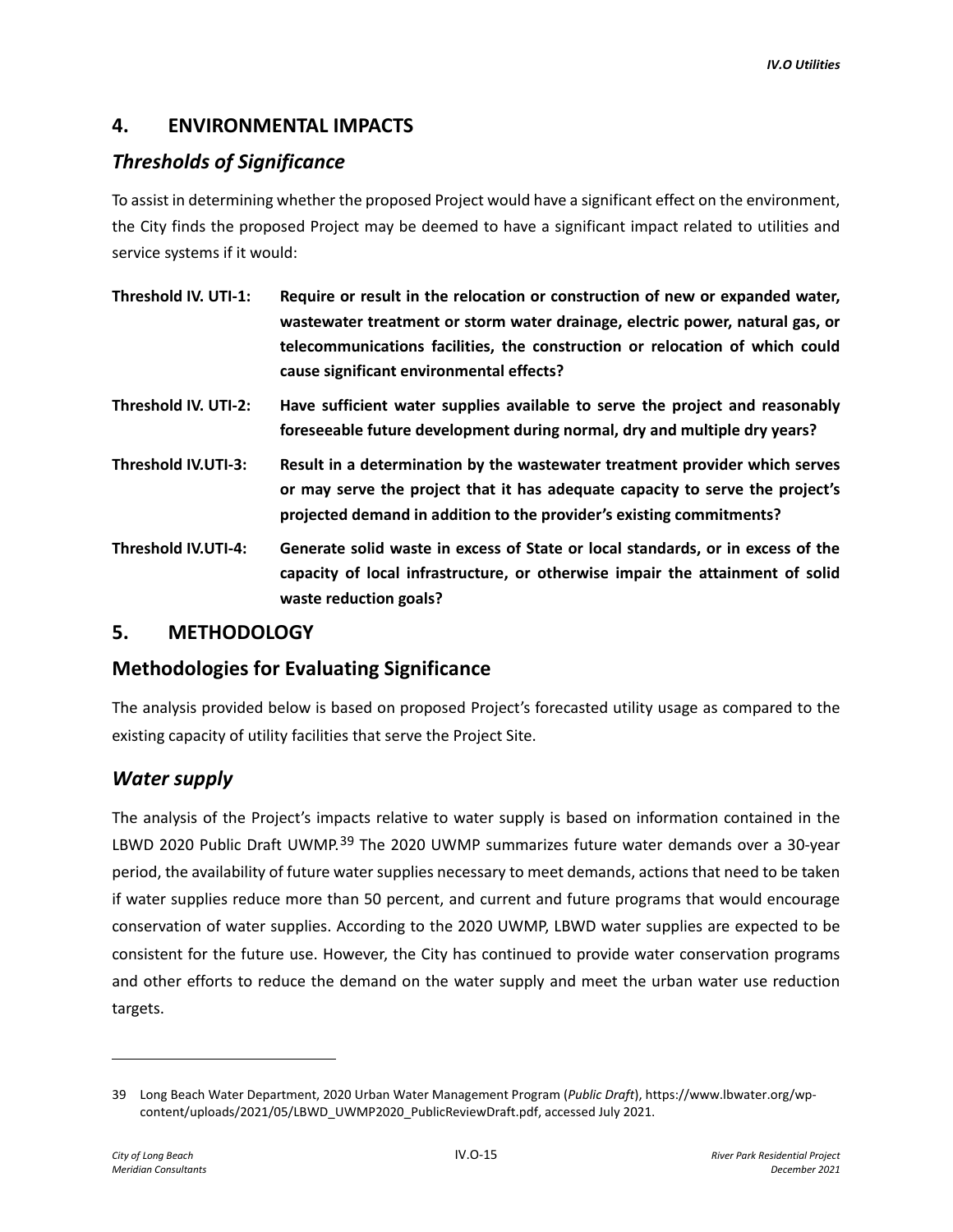## 4. ENVIRONMENTAL IMPACTS

### *Thresholds of Significance*

To assist in determining whether the proposed Project would have a significant effect on the environment, the City finds the proposed Project may be deemed to have a significant impact related to utilities and service systems if it would:

**Threshold IV. UTI-1: Require or result in the relocation or construction of new or expanded water, wastewater treatment or storm water drainage, electric power, natural gas, or telecommunications facilities, the construction or relocation of which could cause significant environmental effects?**

**Threshold IV. UTI-2: Have sufficient water supplies available to serve the project and reasonably foreseeable future development during normal, dry and multiple dry years?**

**Threshold IV.UTI-3: Result in a determination by the wastewater treatment provider which serves or may serve the project that it has adequate capacity to serve the project's projected demand in addition to the provider's existing commitments?**

**Threshold IV.UTI-4: Generate solid waste in excess of State or local standards, or in excess of the capacity of local infrastructure, or otherwise impair the attainment of solid waste reduction goals?**

## 5. METHODOLOGY

### Methodologies for Evaluating Significance

The analysis provided below is based on proposed Project's forecasted utility usage as compared to the existing capacity of utility facilities that serve the Project Site.

### *Water supply*

The analysis of the Project's impacts relative to water supply is based on information contained in the LBWD 2020 Public Draft UWMP.[39] The 2020 UWMP summarizes future water demands over a 30-year period, the availability of future water supplies necessary to meet demands, actions that need to be taken if water supplies reduce more than 50 percent, and current and future programs that would encourage conservation of water supplies. According to the 2020 UWMP, LBWD water supplies are expected to be consistent for the future use. However, the City has continued to provide water conservation programs and other efforts to reduce the demand on the water supply and meet the urban water use reduction targets.

---

39 Long Beach Water Department, 2020 Urban Water Management Program (*Public Draft*), https://www.lbwater.org/wp-content/uploads/2021/05/LBWD_UWMP2020_PublicReviewDraft.pdf, accessed July 2021.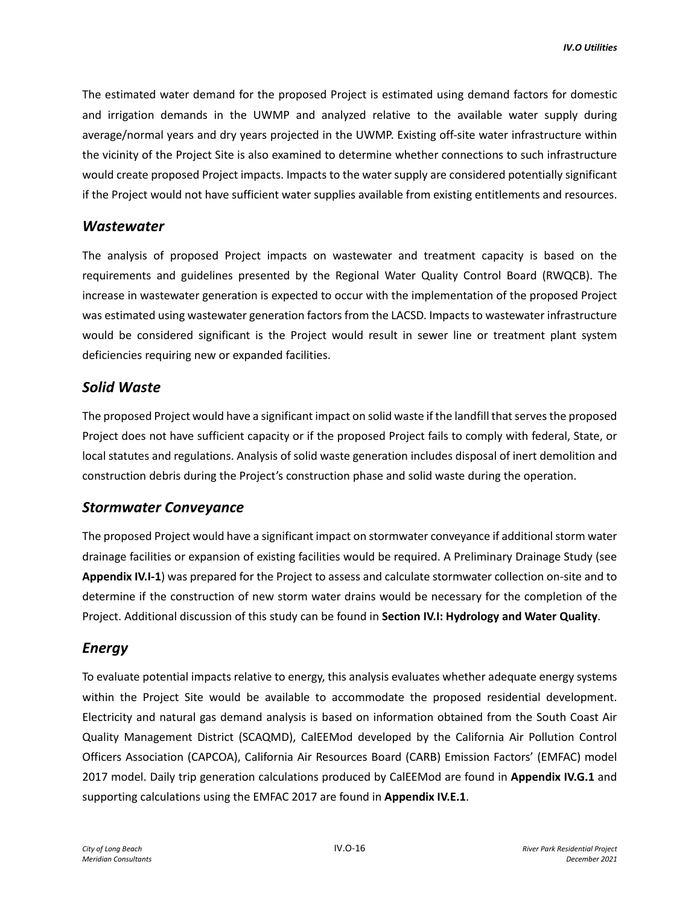The estimated water demand for the proposed Project is estimated using demand factors for domestic and irrigation demands in the UWMP and analyzed relative to the available water supply during average/normal years and dry years projected in the UWMP. Existing off-site water infrastructure within the vicinity of the Project Site is also examined to determine whether connections to such infrastructure would create proposed Project impacts. Impacts to the water supply are considered potentially significant if the Project would not have sufficient water supplies available from existing entitlements and resources.

## *Wastewater*

The analysis of proposed Project impacts on wastewater and treatment capacity is based on the requirements and guidelines presented by the Regional Water Quality Control Board (RWQCB). The increase in wastewater generation is expected to occur with the implementation of the proposed Project was estimated using wastewater generation factors from the LACSD. Impacts to wastewater infrastructure would be considered significant is the Project would result in sewer line or treatment plant system deficiencies requiring new or expanded facilities.

## *Solid Waste*

The proposed Project would have a significant impact on solid waste if the landfill that serves the proposed Project does not have sufficient capacity or if the proposed Project fails to comply with federal, State, or local statutes and regulations. Analysis of solid waste generation includes disposal of inert demolition and construction debris during the Project's construction phase and solid waste during the operation.

## *Stormwater Conveyance*

The proposed Project would have a significant impact on stormwater conveyance if additional storm water drainage facilities or expansion of existing facilities would be required. A Preliminary Drainage Study (see **Appendix IV.I-1**) was prepared for the Project to assess and calculate stormwater collection on-site and to determine if the construction of new storm water drains would be necessary for the completion of the Project. Additional discussion of this study can be found in **Section IV.I: Hydrology and Water Quality**.

## *Energy*

To evaluate potential impacts relative to energy, this analysis evaluates whether adequate energy systems within the Project Site would be available to accommodate the proposed residential development. Electricity and natural gas demand analysis is based on information obtained from the South Coast Air Quality Management District (SCAQMD), CalEEMod developed by the California Air Pollution Control Officers Association (CAPCOA), California Air Resources Board (CARB) Emission Factors' (EMFAC) model 2017 model. Daily trip generation calculations produced by CalEEMod are found in **Appendix IV.G.1** and supporting calculations using the EMFAC 2017 are found in **Appendix IV.E.1**.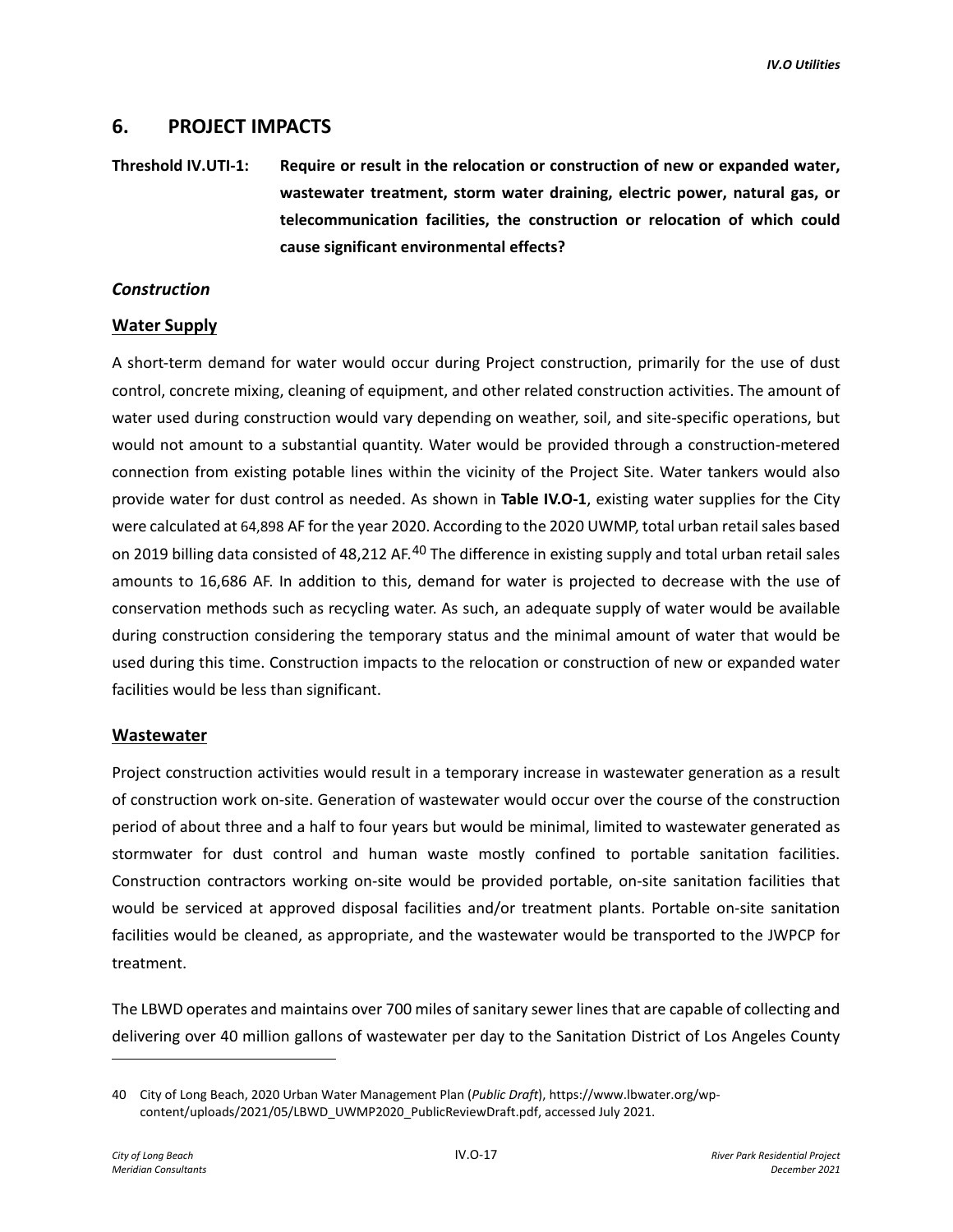## 6. PROJECT IMPACTS

**Threshold IV.UTI-1: Require or result in the relocation or construction of new or expanded water, wastewater treatment, storm water draining, electric power, natural gas, or telecommunication facilities, the construction or relocation of which could cause significant environmental effects?**

### *Construction*

#### Water Supply

A short-term demand for water would occur during Project construction, primarily for the use of dust control, concrete mixing, cleaning of equipment, and other related construction activities. The amount of water used during construction would vary depending on weather, soil, and site-specific operations, but would not amount to a substantial quantity. Water would be provided through a construction-metered connection from existing potable lines within the vicinity of the Project Site. Water tankers would also provide water for dust control as needed. As shown in **Table IV.O-1**, existing water supplies for the City were calculated at 64,898 AF for the year 2020. According to the 2020 UWMP, total urban retail sales based on 2019 billing data consisted of 48,212 AF.[40] The difference in existing supply and total urban retail sales amounts to 16,686 AF. In addition to this, demand for water is projected to decrease with the use of conservation methods such as recycling water. As such, an adequate supply of water would be available during construction considering the temporary status and the minimal amount of water that would be used during this time. Construction impacts to the relocation or construction of new or expanded water facilities would be less than significant.

#### Wastewater

Project construction activities would result in a temporary increase in wastewater generation as a result of construction work on-site. Generation of wastewater would occur over the course of the construction period of about three and a half to four years but would be minimal, limited to wastewater generated as stormwater for dust control and human waste mostly confined to portable sanitation facilities. Construction contractors working on-site would be provided portable, on-site sanitation facilities that would be serviced at approved disposal facilities and/or treatment plants. Portable on-site sanitation facilities would be cleaned, as appropriate, and the wastewater would be transported to the JWPCP for treatment.

The LBWD operates and maintains over 700 miles of sanitary sewer lines that are capable of collecting and delivering over 40 million gallons of wastewater per day to the Sanitation District of Los Angeles County

---

40 City of Long Beach, 2020 Urban Water Management Plan (*Public Draft*), https://www.lbwater.org/wp-content/uploads/2021/05/LBWD_UWMP2020_PublicReviewDraft.pdf, accessed July 2021.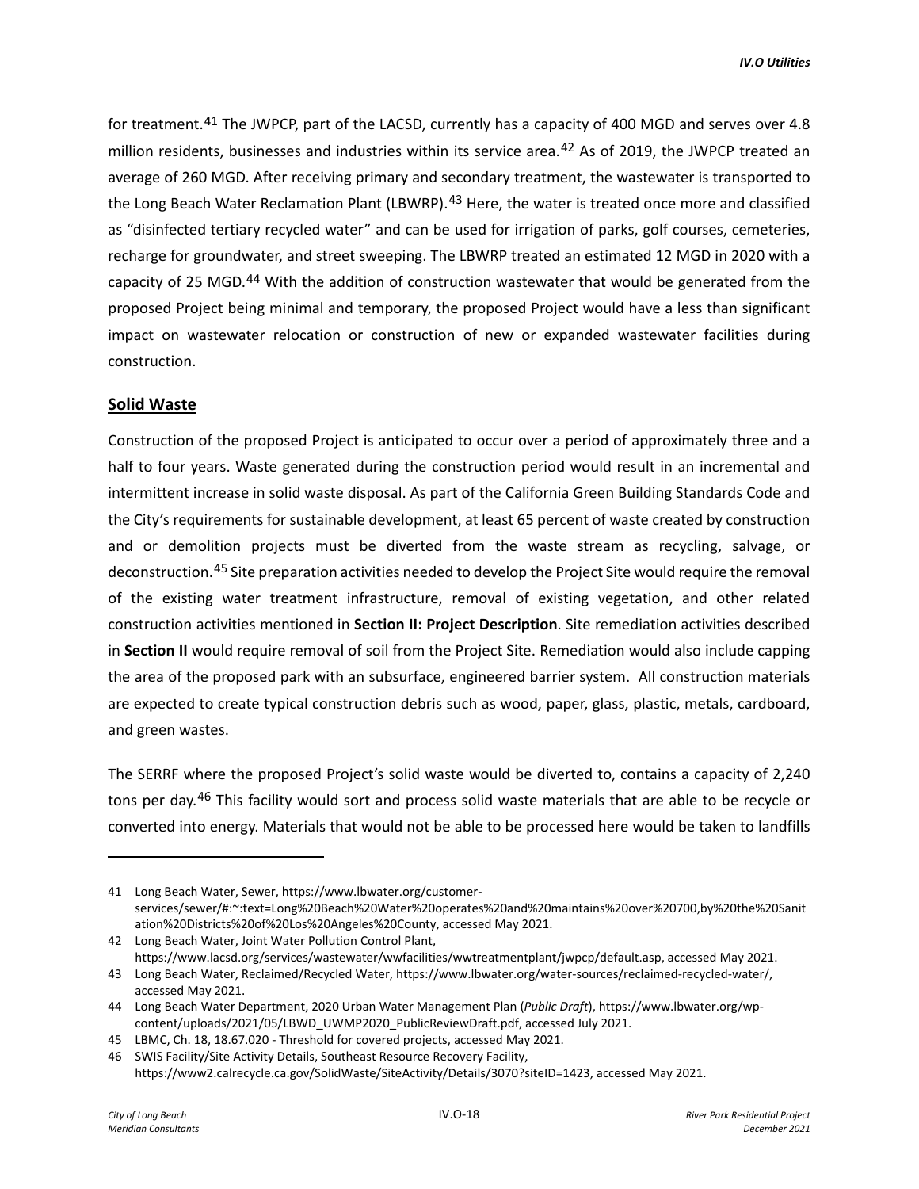for treatment.[41] The JWPCP, part of the LACSD, currently has a capacity of 400 MGD and serves over 4.8 million residents, businesses and industries within its service area.[42] As of 2019, the JWPCP treated an average of 260 MGD. After receiving primary and secondary treatment, the wastewater is transported to the Long Beach Water Reclamation Plant (LBWRP).[43] Here, the water is treated once more and classified as "disinfected tertiary recycled water" and can be used for irrigation of parks, golf courses, cemeteries, recharge for groundwater, and street sweeping. The LBWRP treated an estimated 12 MGD in 2020 with a capacity of 25 MGD.[44] With the addition of construction wastewater that would be generated from the proposed Project being minimal and temporary, the proposed Project would have a less than significant impact on wastewater relocation or construction of new or expanded wastewater facilities during construction.

## Solid Waste

Construction of the proposed Project is anticipated to occur over a period of approximately three and a half to four years. Waste generated during the construction period would result in an incremental and intermittent increase in solid waste disposal. As part of the California Green Building Standards Code and the City's requirements for sustainable development, at least 65 percent of waste created by construction and or demolition projects must be diverted from the waste stream as recycling, salvage, or deconstruction.[45] Site preparation activities needed to develop the Project Site would require the removal of the existing water treatment infrastructure, removal of existing vegetation, and other related construction activities mentioned in **Section II: Project Description**. Site remediation activities described in **Section II** would require removal of soil from the Project Site. Remediation would also include capping the area of the proposed park with an subsurface, engineered barrier system. All construction materials are expected to create typical construction debris such as wood, paper, glass, plastic, metals, cardboard, and green wastes.

The SERRF where the proposed Project's solid waste would be diverted to, contains a capacity of 2,240 tons per day.[46] This facility would sort and process solid waste materials that are able to be recycle or converted into energy. Materials that would not be able to be processed here would be taken to landfills

---

41 Long Beach Water, Sewer, https://www.lbwater.org/customer-services/sewer/#:~:text=Long%20Beach%20Water%20operates%20and%20maintains%20over%20700,by%20the%20Sanitation%20Districts%20of%20Los%20Angeles%20County, accessed May 2021.

42 Long Beach Water, Joint Water Pollution Control Plant, https://www.lacsd.org/services/wastewater/wwfacilities/wwtreatmentplant/jwpcp/default.asp, accessed May 2021.

43 Long Beach Water, Reclaimed/Recycled Water, https://www.lbwater.org/water-sources/reclaimed-recycled-water/, accessed May 2021.

44 Long Beach Water Department, 2020 Urban Water Management Plan (*Public Draft*), https://www.lbwater.org/wp-content/uploads/2021/05/LBWD_UWMP2020_PublicReviewDraft.pdf, accessed July 2021.

45 LBMC, Ch. 18, 18.67.020 - Threshold for covered projects, accessed May 2021.

46 SWIS Facility/Site Activity Details, Southeast Resource Recovery Facility, https://www2.calrecycle.ca.gov/SolidWaste/SiteActivity/Details/3070?siteID=1423, accessed May 2021.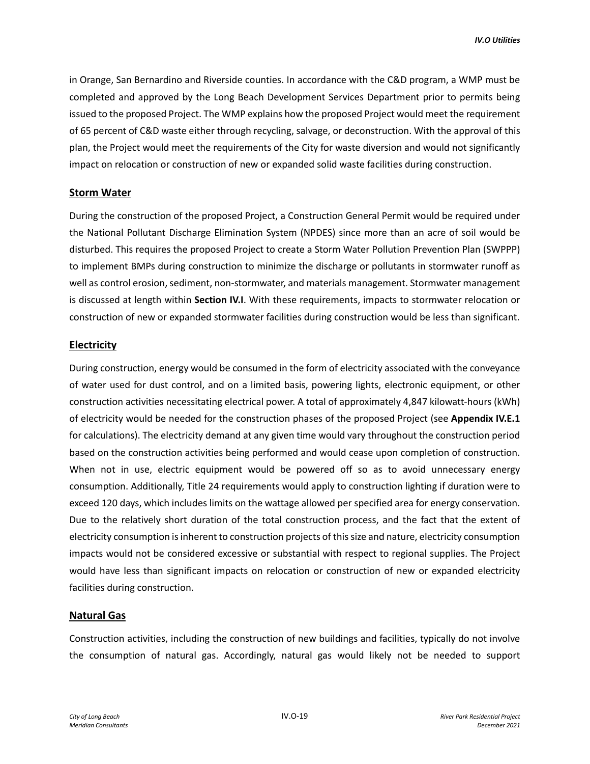in Orange, San Bernardino and Riverside counties. In accordance with the C&D program, a WMP must be completed and approved by the Long Beach Development Services Department prior to permits being issued to the proposed Project. The WMP explains how the proposed Project would meet the requirement of 65 percent of C&D waste either through recycling, salvage, or deconstruction. With the approval of this plan, the Project would meet the requirements of the City for waste diversion and would not significantly impact on relocation or construction of new or expanded solid waste facilities during construction.

## Storm Water

During the construction of the proposed Project, a Construction General Permit would be required under the National Pollutant Discharge Elimination System (NPDES) since more than an acre of soil would be disturbed. This requires the proposed Project to create a Storm Water Pollution Prevention Plan (SWPPP) to implement BMPs during construction to minimize the discharge or pollutants in stormwater runoff as well as control erosion, sediment, non-stormwater, and materials management. Stormwater management is discussed at length within **Section IV.I**. With these requirements, impacts to stormwater relocation or construction of new or expanded stormwater facilities during construction would be less than significant.

## Electricity

During construction, energy would be consumed in the form of electricity associated with the conveyance of water used for dust control, and on a limited basis, powering lights, electronic equipment, or other construction activities necessitating electrical power. A total of approximately 4,847 kilowatt-hours (kWh) of electricity would be needed for the construction phases of the proposed Project (see **Appendix IV.E.1** for calculations). The electricity demand at any given time would vary throughout the construction period based on the construction activities being performed and would cease upon completion of construction. When not in use, electric equipment would be powered off so as to avoid unnecessary energy consumption. Additionally, Title 24 requirements would apply to construction lighting if duration were to exceed 120 days, which includes limits on the wattage allowed per specified area for energy conservation. Due to the relatively short duration of the total construction process, and the fact that the extent of electricity consumption is inherent to construction projects of this size and nature, electricity consumption impacts would not be considered excessive or substantial with respect to regional supplies. The Project would have less than significant impacts on relocation or construction of new or expanded electricity facilities during construction.

## Natural Gas

Construction activities, including the construction of new buildings and facilities, typically do not involve the consumption of natural gas. Accordingly, natural gas would likely not be needed to support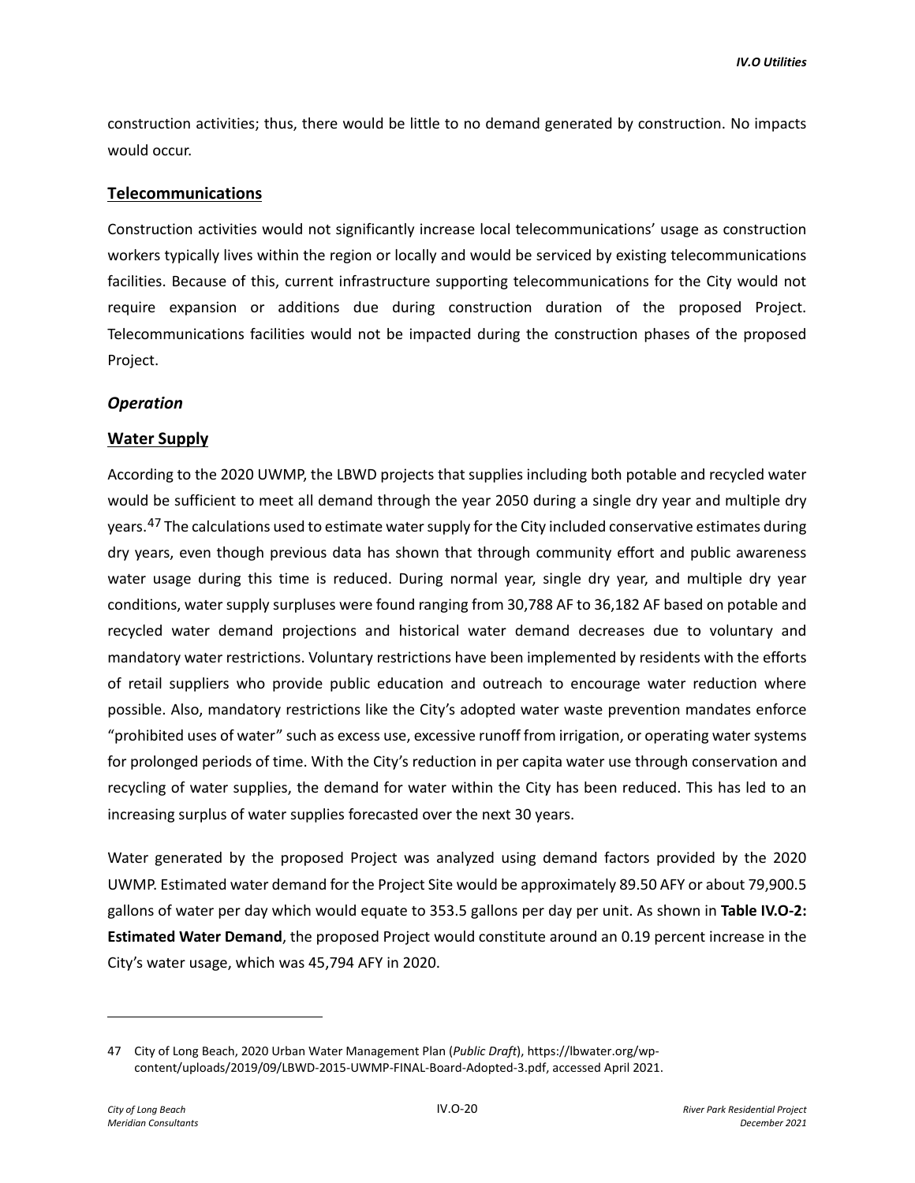construction activities; thus, there would be little to no demand generated by construction. No impacts would occur.

## Telecommunications

Construction activities would not significantly increase local telecommunications' usage as construction workers typically lives within the region or locally and would be serviced by existing telecommunications facilities. Because of this, current infrastructure supporting telecommunications for the City would not require expansion or additions due during construction duration of the proposed Project. Telecommunications facilities would not be impacted during the construction phases of the proposed Project.

### *Operation*

## Water Supply

According to the 2020 UWMP, the LBWD projects that supplies including both potable and recycled water would be sufficient to meet all demand through the year 2050 during a single dry year and multiple dry years.[47] The calculations used to estimate water supply for the City included conservative estimates during dry years, even though previous data has shown that through community effort and public awareness water usage during this time is reduced. During normal year, single dry year, and multiple dry year conditions, water supply surpluses were found ranging from 30,788 AF to 36,182 AF based on potable and recycled water demand projections and historical water demand decreases due to voluntary and mandatory water restrictions. Voluntary restrictions have been implemented by residents with the efforts of retail suppliers who provide public education and outreach to encourage water reduction where possible. Also, mandatory restrictions like the City's adopted water waste prevention mandates enforce "prohibited uses of water" such as excess use, excessive runoff from irrigation, or operating water systems for prolonged periods of time. With the City's reduction in per capita water use through conservation and recycling of water supplies, the demand for water within the City has been reduced. This has led to an increasing surplus of water supplies forecasted over the next 30 years.

Water generated by the proposed Project was analyzed using demand factors provided by the 2020 UWMP. Estimated water demand for the Project Site would be approximately 89.50 AFY or about 79,900.5 gallons of water per day which would equate to 353.5 gallons per day per unit. As shown in **Table IV.O-2: Estimated Water Demand**, the proposed Project would constitute around an 0.19 percent increase in the City's water usage, which was 45,794 AFY in 2020.

---

47 City of Long Beach, 2020 Urban Water Management Plan (*Public Draft*), https://lbwater.org/wp-content/uploads/2019/09/LBWD-2015-UWMP-FINAL-Board-Adopted-3.pdf, accessed April 2021.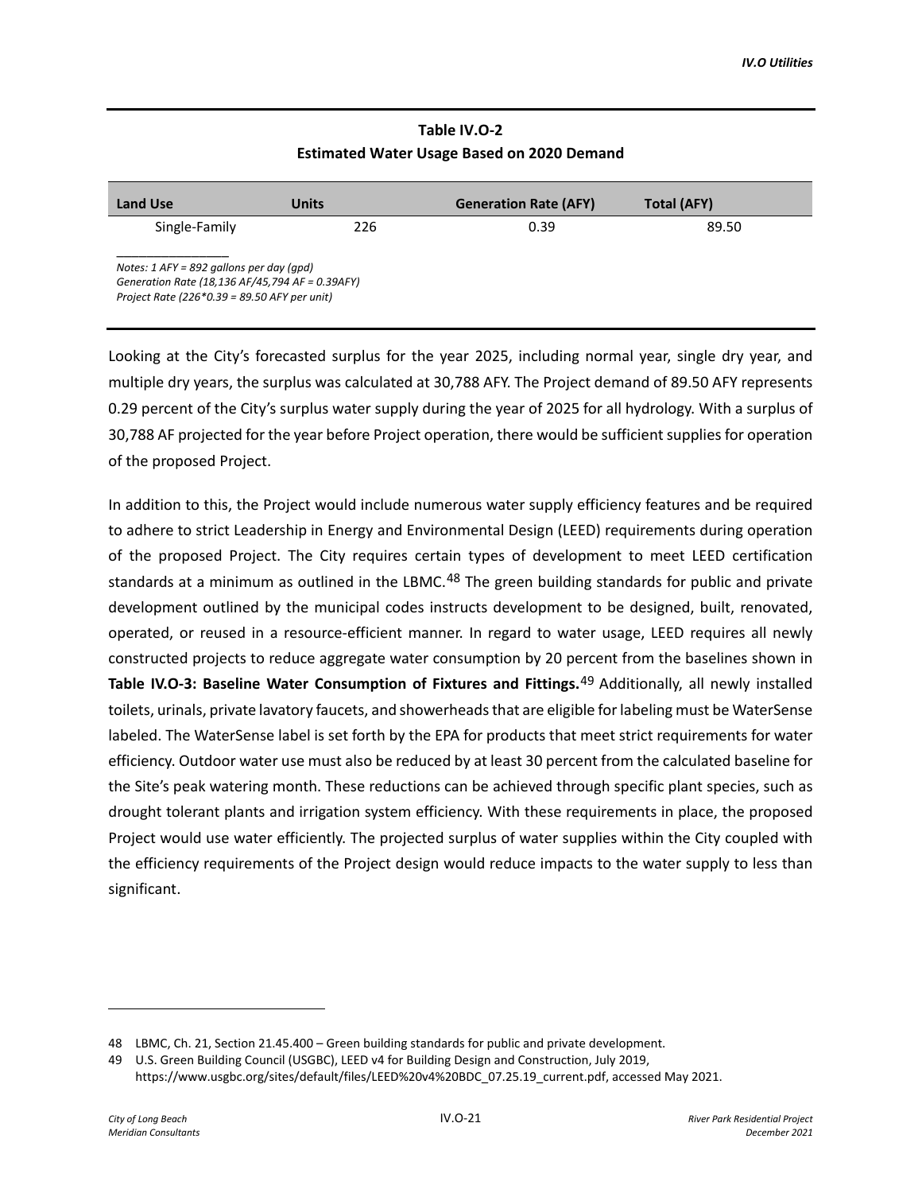**Table IV.O-2**
**Estimated Water Usage Based on 2020 Demand**

| Land Use | Units | Generation Rate (AFY) | Total (AFY) |
|---|---|---|---|
| Single-Family | 226 | 0.39 | 89.50 |

*Notes: 1 AFY = 892 gallons per day (gpd)*
*Generation Rate (18,136 AF/45,794 AF = 0.39AFY)*
*Project Rate (226*0.39 = 89.50 AFY per unit)*

Looking at the City's forecasted surplus for the year 2025, including normal year, single dry year, and multiple dry years, the surplus was calculated at 30,788 AFY. The Project demand of 89.50 AFY represents 0.29 percent of the City's surplus water supply during the year of 2025 for all hydrology. With a surplus of 30,788 AF projected for the year before Project operation, there would be sufficient supplies for operation of the proposed Project.

In addition to this, the Project would include numerous water supply efficiency features and be required to adhere to strict Leadership in Energy and Environmental Design (LEED) requirements during operation of the proposed Project. The City requires certain types of development to meet LEED certification standards at a minimum as outlined in the LBMC.[48] The green building standards for public and private development outlined by the municipal codes instructs development to be designed, built, renovated, operated, or reused in a resource-efficient manner. In regard to water usage, LEED requires all newly constructed projects to reduce aggregate water consumption by 20 percent from the baselines shown in **Table IV.O-3: Baseline Water Consumption of Fixtures and Fittings.**[49] Additionally, all newly installed toilets, urinals, private lavatory faucets, and showerheads that are eligible for labeling must be WaterSense labeled. The WaterSense label is set forth by the EPA for products that meet strict requirements for water efficiency. Outdoor water use must also be reduced by at least 30 percent from the calculated baseline for the Site's peak watering month. These reductions can be achieved through specific plant species, such as drought tolerant plants and irrigation system efficiency. With these requirements in place, the proposed Project would use water efficiently. The projected surplus of water supplies within the City coupled with the efficiency requirements of the Project design would reduce impacts to the water supply to less than significant.

48 LBMC, Ch. 21, Section 21.45.400 – Green building standards for public and private development.

49 U.S. Green Building Council (USGBC), LEED v4 for Building Design and Construction, July 2019, https://www.usgbc.org/sites/default/files/LEED%20v4%20BDC_07.25.19_current.pdf, accessed May 2021.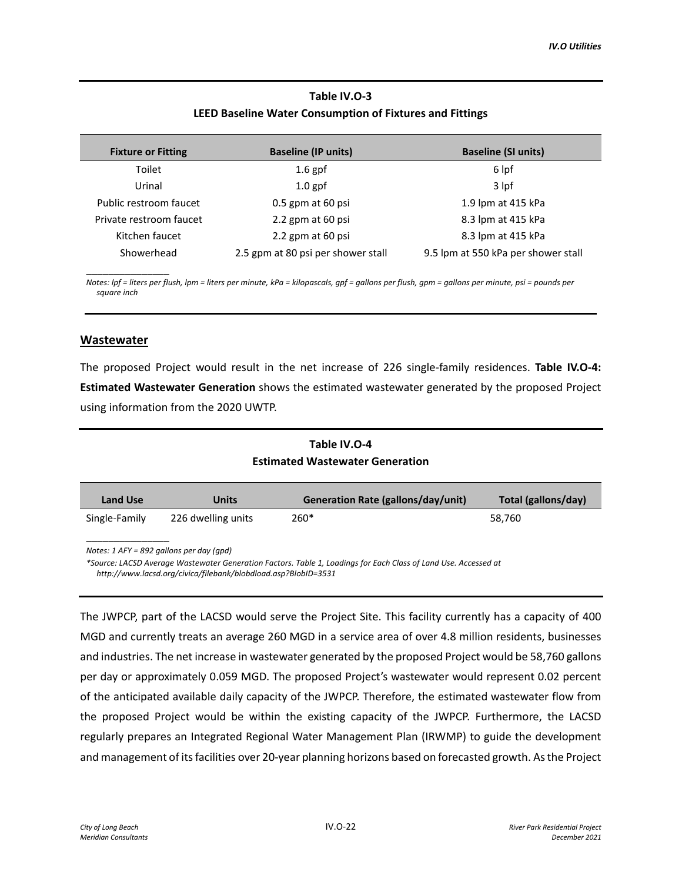**Table IV.O-3**
**LEED Baseline Water Consumption of Fixtures and Fittings**

| Fixture or Fitting | Baseline (IP units) | Baseline (SI units) |
|---|---|---|
| Toilet | 1.6 gpf | 6 lpf |
| Urinal | 1.0 gpf | 3 lpf |
| Public restroom faucet | 0.5 gpm at 60 psi | 1.9 lpm at 415 kPa |
| Private restroom faucet | 2.2 gpm at 60 psi | 8.3 lpm at 415 kPa |
| Kitchen faucet | 2.2 gpm at 60 psi | 8.3 lpm at 415 kPa |
| Showerhead | 2.5 gpm at 80 psi per shower stall | 9.5 lpm at 550 kPa per shower stall |

*Notes: lpf = liters per flush, lpm = liters per minute, kPa = kilopascals, gpf = gallons per flush, gpm = gallons per minute, psi = pounds per square inch*

## Wastewater

The proposed Project would result in the net increase of 226 single-family residences. **Table IV.O-4: Estimated Wastewater Generation** shows the estimated wastewater generated by the proposed Project using information from the 2020 UWTP.

**Table IV.O-4**
**Estimated Wastewater Generation**

| Land Use | Units | Generation Rate (gallons/day/unit) | Total (gallons/day) |
|---|---|---|---|
| Single-Family | 226 dwelling units | 260* | 58,760 |

*Notes: 1 AFY = 892 gallons per day (gpd)*

*\*Source: LACSD Average Wastewater Generation Factors. Table 1, Loadings for Each Class of Land Use. Accessed at http://www.lacsd.org/civica/filebank/blobdload.asp?BlobID=3531*

The JWPCP, part of the LACSD would serve the Project Site. This facility currently has a capacity of 400 MGD and currently treats an average 260 MGD in a service area of over 4.8 million residents, businesses and industries. The net increase in wastewater generated by the proposed Project would be 58,760 gallons per day or approximately 0.059 MGD. The proposed Project's wastewater would represent 0.02 percent of the anticipated available daily capacity of the JWPCP. Therefore, the estimated wastewater flow from the proposed Project would be within the existing capacity of the JWPCP. Furthermore, the LACSD regularly prepares an Integrated Regional Water Management Plan (IRWMP) to guide the development and management of its facilities over 20-year planning horizons based on forecasted growth. As the Project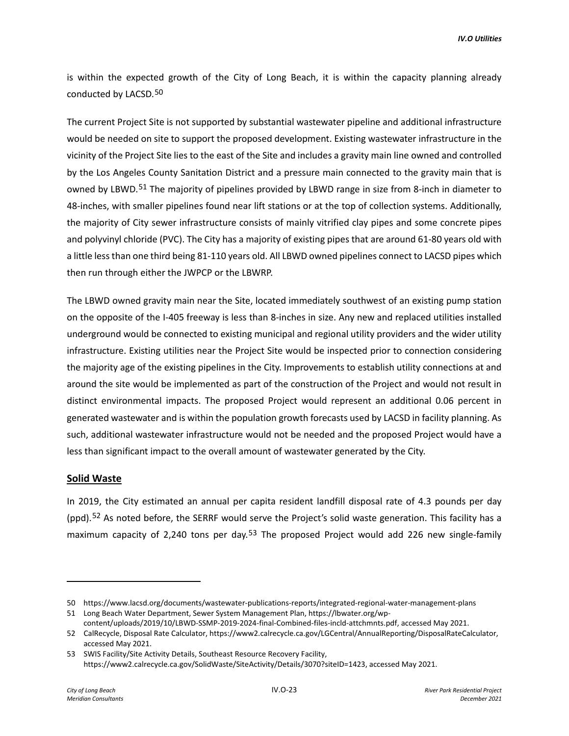is within the expected growth of the City of Long Beach, it is within the capacity planning already conducted by LACSD.[50]

The current Project Site is not supported by substantial wastewater pipeline and additional infrastructure would be needed on site to support the proposed development. Existing wastewater infrastructure in the vicinity of the Project Site lies to the east of the Site and includes a gravity main line owned and controlled by the Los Angeles County Sanitation District and a pressure main connected to the gravity main that is owned by LBWD.[51] The majority of pipelines provided by LBWD range in size from 8-inch in diameter to 48-inches, with smaller pipelines found near lift stations or at the top of collection systems. Additionally, the majority of City sewer infrastructure consists of mainly vitrified clay pipes and some concrete pipes and polyvinyl chloride (PVC). The City has a majority of existing pipes that are around 61-80 years old with a little less than one third being 81-110 years old. All LBWD owned pipelines connect to LACSD pipes which then run through either the JWPCP or the LBWRP.

The LBWD owned gravity main near the Site, located immediately southwest of an existing pump station on the opposite of the I-405 freeway is less than 8-inches in size. Any new and replaced utilities installed underground would be connected to existing municipal and regional utility providers and the wider utility infrastructure. Existing utilities near the Project Site would be inspected prior to connection considering the majority age of the existing pipelines in the City. Improvements to establish utility connections at and around the site would be implemented as part of the construction of the Project and would not result in distinct environmental impacts. The proposed Project would represent an additional 0.06 percent in generated wastewater and is within the population growth forecasts used by LACSD in facility planning. As such, additional wastewater infrastructure would not be needed and the proposed Project would have a less than significant impact to the overall amount of wastewater generated by the City.

## Solid Waste

In 2019, the City estimated an annual per capita resident landfill disposal rate of 4.3 pounds per day (ppd).[52] As noted before, the SERRF would serve the Project's solid waste generation. This facility has a maximum capacity of 2,240 tons per day.[53] The proposed Project would add 226 new single-family

---

50 https://www.lacsd.org/documents/wastewater-publications-reports/integrated-regional-water-management-plans

51 Long Beach Water Department, Sewer System Management Plan, https://lbwater.org/wp-content/uploads/2019/10/LBWD-SSMP-2019-2024-final-Combined-files-incld-attchmnts.pdf, accessed May 2021.

52 CalRecycle, Disposal Rate Calculator, https://www2.calrecycle.ca.gov/LGCentral/AnnualReporting/DisposalRateCalculator, accessed May 2021.

53 SWIS Facility/Site Activity Details, Southeast Resource Recovery Facility, https://www2.calrecycle.ca.gov/SolidWaste/SiteActivity/Details/3070?siteID=1423, accessed May 2021.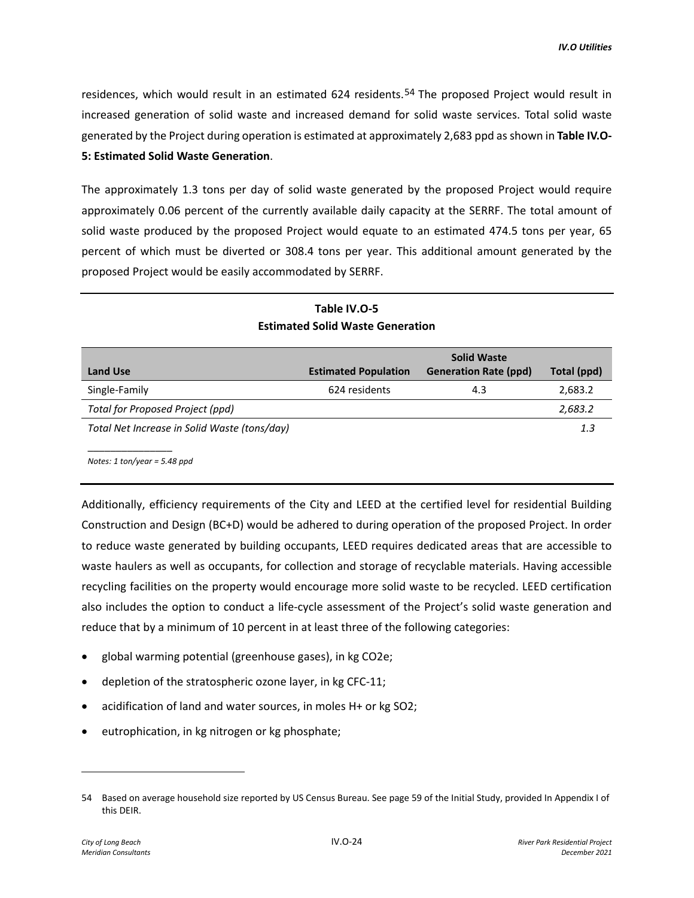residences, which would result in an estimated 624 residents.[54] The proposed Project would result in increased generation of solid waste and increased demand for solid waste services. Total solid waste generated by the Project during operation is estimated at approximately 2,683 ppd as shown in **Table IV.O-5: Estimated Solid Waste Generation**.

The approximately 1.3 tons per day of solid waste generated by the proposed Project would require approximately 0.06 percent of the currently available daily capacity at the SERRF. The total amount of solid waste produced by the proposed Project would equate to an estimated 474.5 tons per year, 65 percent of which must be diverted or 308.4 tons per year. This additional amount generated by the proposed Project would be easily accommodated by SERRF.

**Table IV.O-5**
**Estimated Solid Waste Generation**

| Land Use | Estimated Population | Solid Waste Generation Rate (ppd) | Total (ppd) |
|---|---|---|---|
| Single-Family | 624 residents | 4.3 | 2,683.2 |
| *Total for Proposed Project (ppd)* | | | *2,683.2* |
| *Total Net Increase in Solid Waste (tons/day)* | | | *1.3* |

*Notes: 1 ton/year = 5.48 ppd*

Additionally, efficiency requirements of the City and LEED at the certified level for residential Building Construction and Design (BC+D) would be adhered to during operation of the proposed Project. In order to reduce waste generated by building occupants, LEED requires dedicated areas that are accessible to waste haulers as well as occupants, for collection and storage of recyclable materials. Having accessible recycling facilities on the property would encourage more solid waste to be recycled. LEED certification also includes the option to conduct a life-cycle assessment of the Project's solid waste generation and reduce that by a minimum of 10 percent in at least three of the following categories:

- global warming potential (greenhouse gases), in kg $CO_2e$;
- depletion of the stratospheric ozone layer, in kg CFC-11;
- acidification of land and water sources, in moles $H^+$ or kg $SO_2$;
- eutrophication, in kg nitrogen or kg phosphate;

54 Based on average household size reported by US Census Bureau. See page 59 of the Initial Study, provided In Appendix I of this DEIR.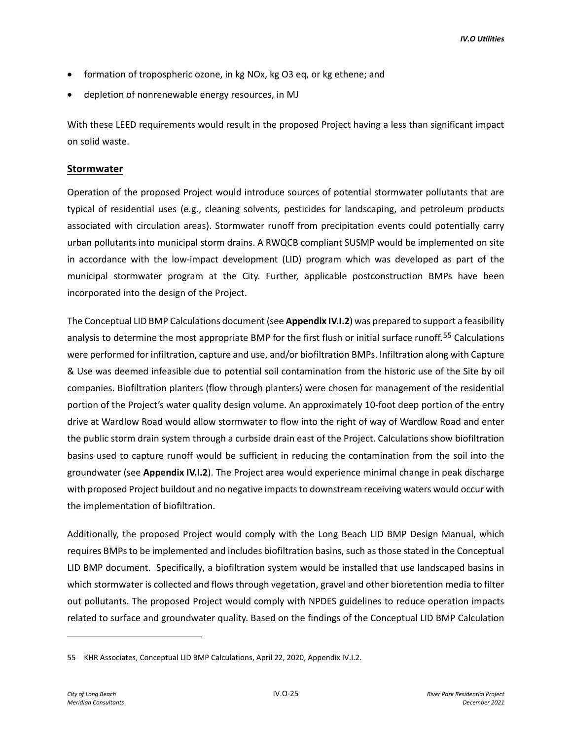- formation of tropospheric ozone, in kg NOx, kg O3 eq, or kg ethene; and
- depletion of nonrenewable energy resources, in MJ

With these LEED requirements would result in the proposed Project having a less than significant impact on solid waste.

## Stormwater

Operation of the proposed Project would introduce sources of potential stormwater pollutants that are typical of residential uses (e.g., cleaning solvents, pesticides for landscaping, and petroleum products associated with circulation areas). Stormwater runoff from precipitation events could potentially carry urban pollutants into municipal storm drains. A RWQCB compliant SUSMP would be implemented on site in accordance with the low-impact development (LID) program which was developed as part of the municipal stormwater program at the City. Further, applicable postconstruction BMPs have been incorporated into the design of the Project.

The Conceptual LID BMP Calculations document (see **Appendix IV.I.2**) was prepared to support a feasibility analysis to determine the most appropriate BMP for the first flush or initial surface runoff.[55] Calculations were performed for infiltration, capture and use, and/or biofiltration BMPs. Infiltration along with Capture & Use was deemed infeasible due to potential soil contamination from the historic use of the Site by oil companies. Biofiltration planters (flow through planters) were chosen for management of the residential portion of the Project's water quality design volume. An approximately 10-foot deep portion of the entry drive at Wardlow Road would allow stormwater to flow into the right of way of Wardlow Road and enter the public storm drain system through a curbside drain east of the Project. Calculations show biofiltration basins used to capture runoff would be sufficient in reducing the contamination from the soil into the groundwater (see **Appendix IV.I.2**). The Project area would experience minimal change in peak discharge with proposed Project buildout and no negative impacts to downstream receiving waters would occur with the implementation of biofiltration.

Additionally, the proposed Project would comply with the Long Beach LID BMP Design Manual, which requires BMPs to be implemented and includes biofiltration basins, such as those stated in the Conceptual LID BMP document. Specifically, a biofiltration system would be installed that use landscaped basins in which stormwater is collected and flows through vegetation, gravel and other bioretention media to filter out pollutants. The proposed Project would comply with NPDES guidelines to reduce operation impacts related to surface and groundwater quality. Based on the findings of the Conceptual LID BMP Calculation

---

55 KHR Associates, Conceptual LID BMP Calculations, April 22, 2020, Appendix IV.I.2.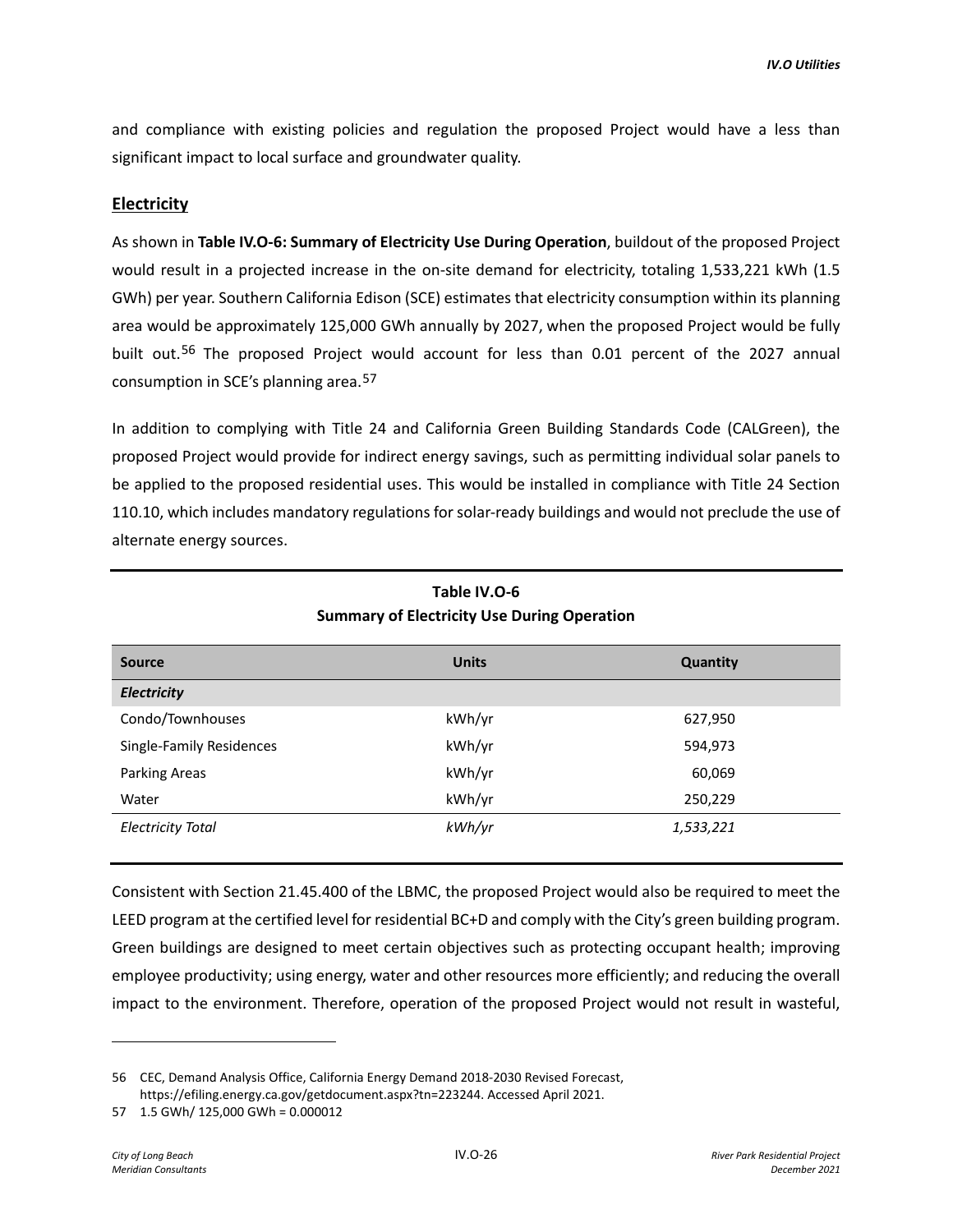and compliance with existing policies and regulation the proposed Project would have a less than significant impact to local surface and groundwater quality.

## Electricity

As shown in **Table IV.O-6: Summary of Electricity Use During Operation**, buildout of the proposed Project would result in a projected increase in the on-site demand for electricity, totaling 1,533,221 kWh (1.5 GWh) per year. Southern California Edison (SCE) estimates that electricity consumption within its planning area would be approximately 125,000 GWh annually by 2027, when the proposed Project would be fully built out.[56] The proposed Project would account for less than 0.01 percent of the 2027 annual consumption in SCE's planning area.[57]

In addition to complying with Title 24 and California Green Building Standards Code (CALGreen), the proposed Project would provide for indirect energy savings, such as permitting individual solar panels to be applied to the proposed residential uses. This would be installed in compliance with Title 24 Section 110.10, which includes mandatory regulations for solar-ready buildings and would not preclude the use of alternate energy sources.

**Table IV.O-6**
**Summary of Electricity Use During Operation**

| Source | Units | Quantity |
|---|---|---|
| ***Electricity*** | | |
| Condo/Townhouses | kWh/yr | 627,950 |
| Single-Family Residences | kWh/yr | 594,973 |
| Parking Areas | kWh/yr | 60,069 |
| Water | kWh/yr | 250,229 |
| *Electricity Total* | *kWh/yr* | *1,533,221* |

Consistent with Section 21.45.400 of the LBMC, the proposed Project would also be required to meet the LEED program at the certified level for residential BC+D and comply with the City's green building program. Green buildings are designed to meet certain objectives such as protecting occupant health; improving employee productivity; using energy, water and other resources more efficiently; and reducing the overall impact to the environment. Therefore, operation of the proposed Project would not result in wasteful,

---

56 CEC, Demand Analysis Office, California Energy Demand 2018-2030 Revised Forecast, https://efiling.energy.ca.gov/getdocument.aspx?tn=223244. Accessed April 2021.

57 1.5 GWh/ 125,000 GWh = 0.000012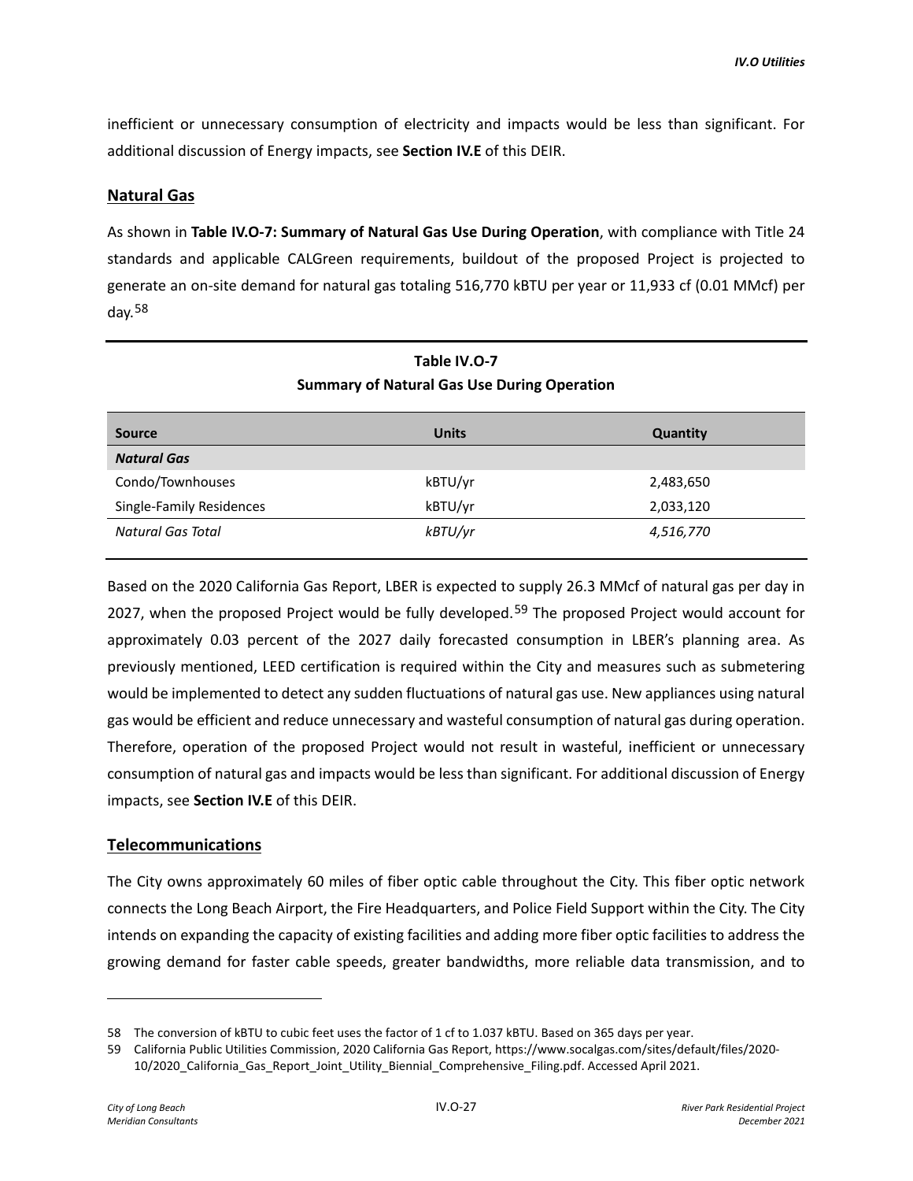inefficient or unnecessary consumption of electricity and impacts would be less than significant. For additional discussion of Energy impacts, see **Section IV.E** of this DEIR.

## Natural Gas

As shown in **Table IV.O-7: Summary of Natural Gas Use During Operation**, with compliance with Title 24 standards and applicable CALGreen requirements, buildout of the proposed Project is projected to generate an on-site demand for natural gas totaling 516,770 kBTU per year or 11,933 cf (0.01 MMcf) per day.[58]

**Table IV.O-7**
**Summary of Natural Gas Use During Operation**

| Source | Units | Quantity |
|---|---|---|
| ***Natural Gas*** | | |
| Condo/Townhouses | kBTU/yr | 2,483,650 |
| Single-Family Residences | kBTU/yr | 2,033,120 |
| *Natural Gas Total* | *kBTU/yr* | *4,516,770* |

Based on the 2020 California Gas Report, LBER is expected to supply 26.3 MMcf of natural gas per day in 2027, when the proposed Project would be fully developed.[59] The proposed Project would account for approximately 0.03 percent of the 2027 daily forecasted consumption in LBER's planning area. As previously mentioned, LEED certification is required within the City and measures such as submetering would be implemented to detect any sudden fluctuations of natural gas use. New appliances using natural gas would be efficient and reduce unnecessary and wasteful consumption of natural gas during operation. Therefore, operation of the proposed Project would not result in wasteful, inefficient or unnecessary consumption of natural gas and impacts would be less than significant. For additional discussion of Energy impacts, see **Section IV.E** of this DEIR.

## Telecommunications

The City owns approximately 60 miles of fiber optic cable throughout the City. This fiber optic network connects the Long Beach Airport, the Fire Headquarters, and Police Field Support within the City. The City intends on expanding the capacity of existing facilities and adding more fiber optic facilities to address the growing demand for faster cable speeds, greater bandwidths, more reliable data transmission, and to

---

58 The conversion of kBTU to cubic feet uses the factor of 1 cf to 1.037 kBTU. Based on 365 days per year.

59 California Public Utilities Commission, 2020 California Gas Report, https://www.socalgas.com/sites/default/files/2020-10/2020_California_Gas_Report_Joint_Utility_Biennial_Comprehensive_Filing.pdf. Accessed April 2021.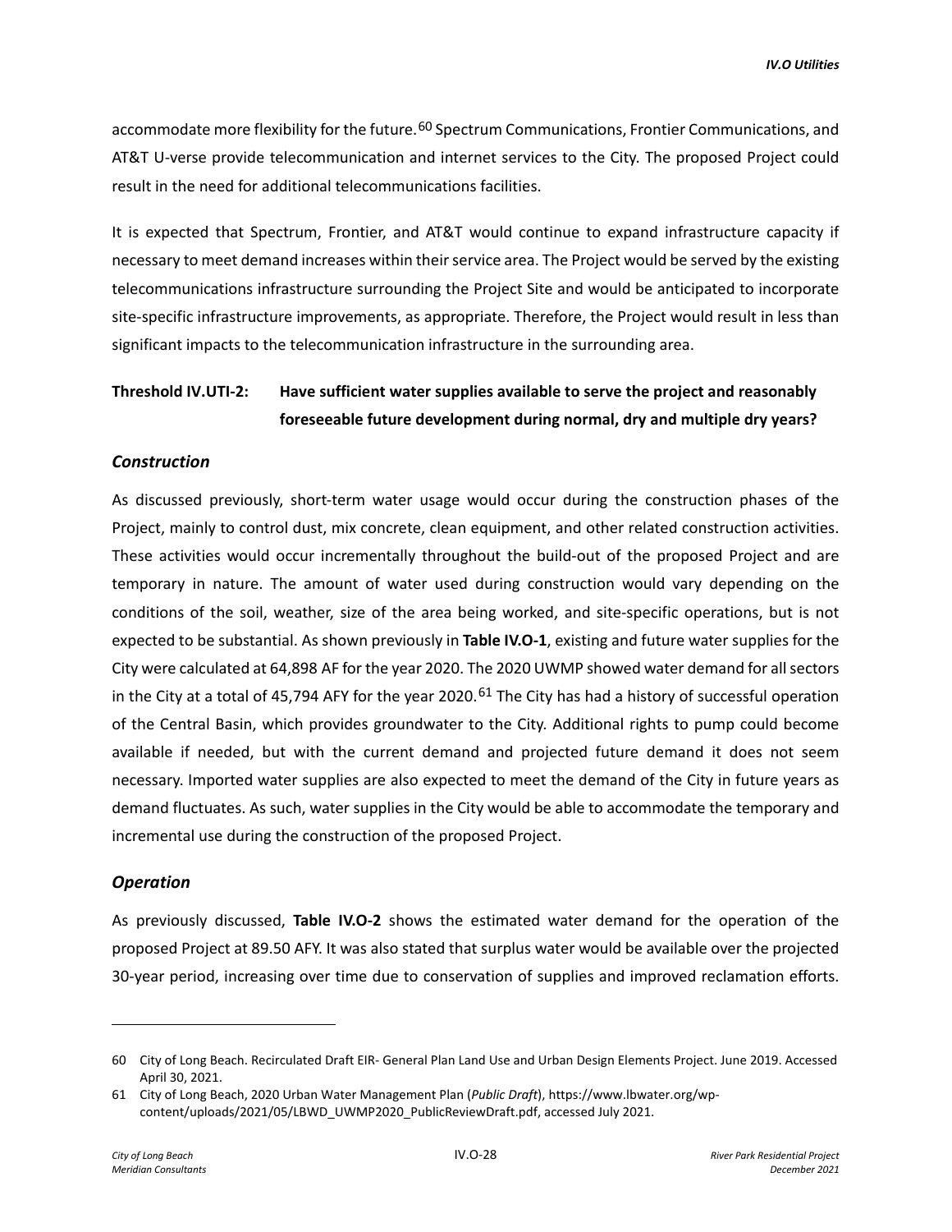accommodate more flexibility for the future.[60] Spectrum Communications, Frontier Communications, and AT&T U-verse provide telecommunication and internet services to the City. The proposed Project could result in the need for additional telecommunications facilities.

It is expected that Spectrum, Frontier, and AT&T would continue to expand infrastructure capacity if necessary to meet demand increases within their service area. The Project would be served by the existing telecommunications infrastructure surrounding the Project Site and would be anticipated to incorporate site-specific infrastructure improvements, as appropriate. Therefore, the Project would result in less than significant impacts to the telecommunication infrastructure in the surrounding area.

**Threshold IV.UTI-2: Have sufficient water supplies available to serve the project and reasonably foreseeable future development during normal, dry and multiple dry years?**

### *Construction*

As discussed previously, short-term water usage would occur during the construction phases of the Project, mainly to control dust, mix concrete, clean equipment, and other related construction activities. These activities would occur incrementally throughout the build-out of the proposed Project and are temporary in nature. The amount of water used during construction would vary depending on the conditions of the soil, weather, size of the area being worked, and site-specific operations, but is not expected to be substantial. As shown previously in **Table IV.O-1**, existing and future water supplies for the City were calculated at 64,898 AF for the year 2020. The 2020 UWMP showed water demand for all sectors in the City at a total of 45,794 AFY for the year 2020.[61] The City has had a history of successful operation of the Central Basin, which provides groundwater to the City. Additional rights to pump could become available if needed, but with the current demand and projected future demand it does not seem necessary. Imported water supplies are also expected to meet the demand of the City in future years as demand fluctuates. As such, water supplies in the City would be able to accommodate the temporary and incremental use during the construction of the proposed Project.

### *Operation*

As previously discussed, **Table IV.O-2** shows the estimated water demand for the operation of the proposed Project at 89.50 AFY. It was also stated that surplus water would be available over the projected 30-year period, increasing over time due to conservation of supplies and improved reclamation efforts.

---

60 City of Long Beach. Recirculated Draft EIR- General Plan Land Use and Urban Design Elements Project. June 2019. Accessed April 30, 2021.

61 City of Long Beach, 2020 Urban Water Management Plan (*Public Draft*), https://www.lbwater.org/wp-content/uploads/2021/05/LBWD_UWMP2020_PublicReviewDraft.pdf, accessed July 2021.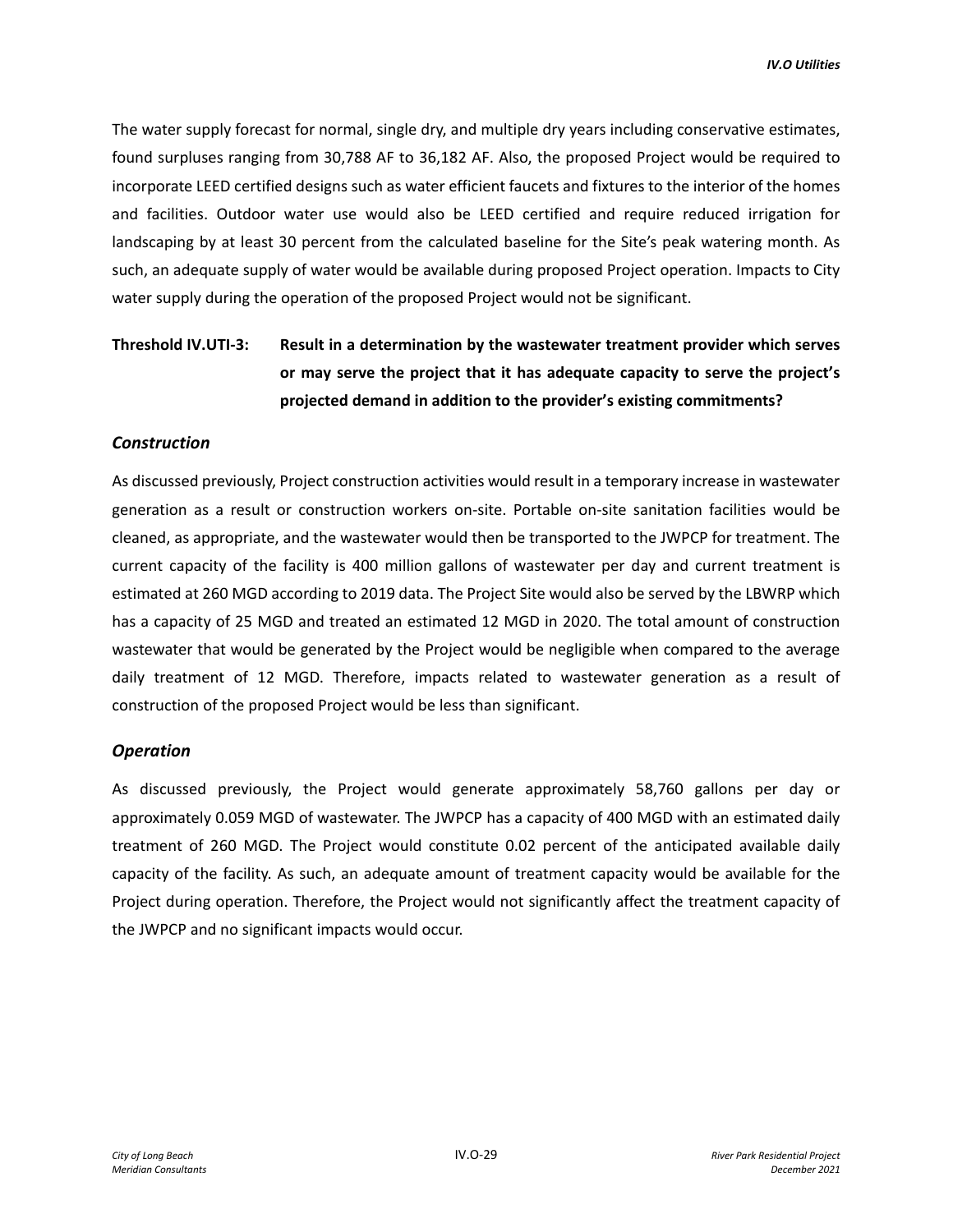The water supply forecast for normal, single dry, and multiple dry years including conservative estimates, found surpluses ranging from 30,788 AF to 36,182 AF. Also, the proposed Project would be required to incorporate LEED certified designs such as water efficient faucets and fixtures to the interior of the homes and facilities. Outdoor water use would also be LEED certified and require reduced irrigation for landscaping by at least 30 percent from the calculated baseline for the Site's peak watering month. As such, an adequate supply of water would be available during proposed Project operation. Impacts to City water supply during the operation of the proposed Project would not be significant.

**Threshold IV.UTI-3: Result in a determination by the wastewater treatment provider which serves or may serve the project that it has adequate capacity to serve the project's projected demand in addition to the provider's existing commitments?**

### *Construction*

As discussed previously, Project construction activities would result in a temporary increase in wastewater generation as a result or construction workers on-site. Portable on-site sanitation facilities would be cleaned, as appropriate, and the wastewater would then be transported to the JWPCP for treatment. The current capacity of the facility is 400 million gallons of wastewater per day and current treatment is estimated at 260 MGD according to 2019 data. The Project Site would also be served by the LBWRP which has a capacity of 25 MGD and treated an estimated 12 MGD in 2020. The total amount of construction wastewater that would be generated by the Project would be negligible when compared to the average daily treatment of 12 MGD. Therefore, impacts related to wastewater generation as a result of construction of the proposed Project would be less than significant.

### *Operation*

As discussed previously, the Project would generate approximately 58,760 gallons per day or approximately 0.059 MGD of wastewater. The JWPCP has a capacity of 400 MGD with an estimated daily treatment of 260 MGD. The Project would constitute 0.02 percent of the anticipated available daily capacity of the facility. As such, an adequate amount of treatment capacity would be available for the Project during operation. Therefore, the Project would not significantly affect the treatment capacity of the JWPCP and no significant impacts would occur.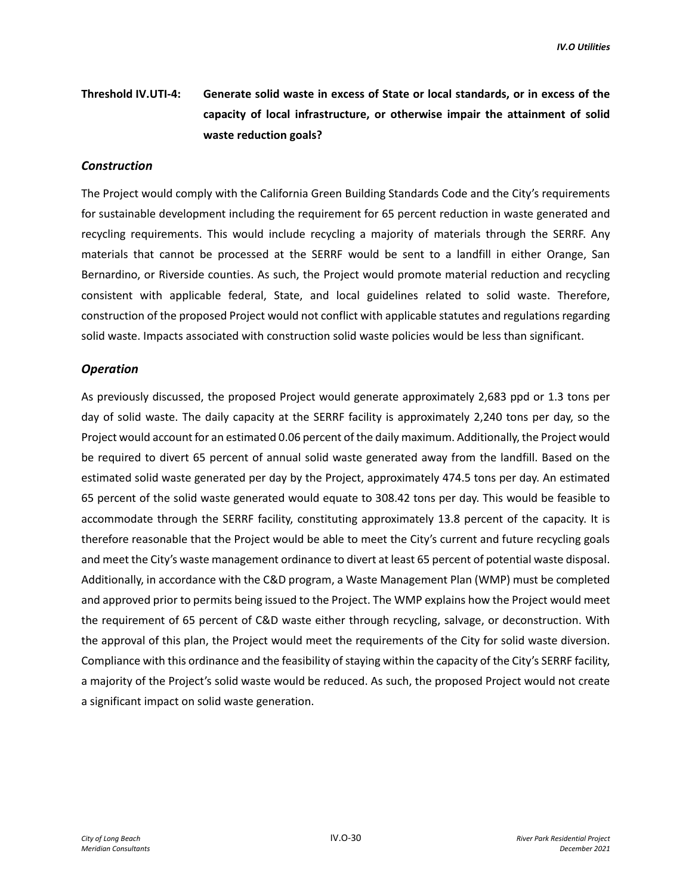**Threshold IV.UTI-4: Generate solid waste in excess of State or local standards, or in excess of the capacity of local infrastructure, or otherwise impair the attainment of solid waste reduction goals?**

### *Construction*

The Project would comply with the California Green Building Standards Code and the City's requirements for sustainable development including the requirement for 65 percent reduction in waste generated and recycling requirements. This would include recycling a majority of materials through the SERRF. Any materials that cannot be processed at the SERRF would be sent to a landfill in either Orange, San Bernardino, or Riverside counties. As such, the Project would promote material reduction and recycling consistent with applicable federal, State, and local guidelines related to solid waste. Therefore, construction of the proposed Project would not conflict with applicable statutes and regulations regarding solid waste. Impacts associated with construction solid waste policies would be less than significant.

### *Operation*

As previously discussed, the proposed Project would generate approximately 2,683 ppd or 1.3 tons per day of solid waste. The daily capacity at the SERRF facility is approximately 2,240 tons per day, so the Project would account for an estimated 0.06 percent of the daily maximum. Additionally, the Project would be required to divert 65 percent of annual solid waste generated away from the landfill. Based on the estimated solid waste generated per day by the Project, approximately 474.5 tons per day. An estimated 65 percent of the solid waste generated would equate to 308.42 tons per day. This would be feasible to accommodate through the SERRF facility, constituting approximately 13.8 percent of the capacity. It is therefore reasonable that the Project would be able to meet the City's current and future recycling goals and meet the City's waste management ordinance to divert at least 65 percent of potential waste disposal. Additionally, in accordance with the C&D program, a Waste Management Plan (WMP) must be completed and approved prior to permits being issued to the Project. The WMP explains how the Project would meet the requirement of 65 percent of C&D waste either through recycling, salvage, or deconstruction. With the approval of this plan, the Project would meet the requirements of the City for solid waste diversion. Compliance with this ordinance and the feasibility of staying within the capacity of the City's SERRF facility, a majority of the Project's solid waste would be reduced. As such, the proposed Project would not create a significant impact on solid waste generation.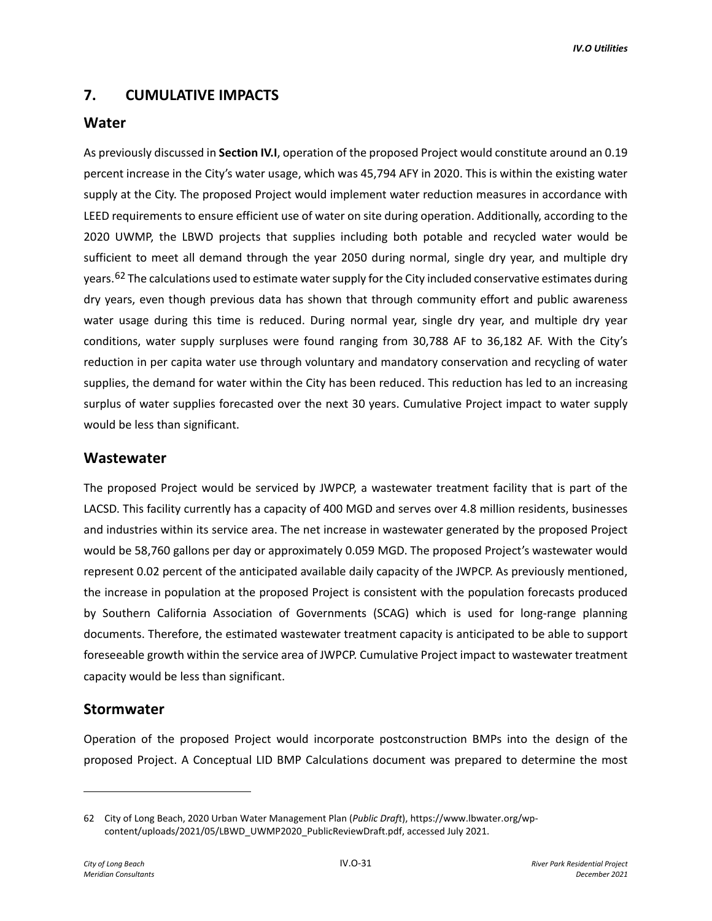## 7. CUMULATIVE IMPACTS

### Water

As previously discussed in **Section IV.I**, operation of the proposed Project would constitute around an 0.19 percent increase in the City's water usage, which was 45,794 AFY in 2020. This is within the existing water supply at the City. The proposed Project would implement water reduction measures in accordance with LEED requirements to ensure efficient use of water on site during operation. Additionally, according to the 2020 UWMP, the LBWD projects that supplies including both potable and recycled water would be sufficient to meet all demand through the year 2050 during normal, single dry year, and multiple dry years.[62] The calculations used to estimate water supply for the City included conservative estimates during dry years, even though previous data has shown that through community effort and public awareness water usage during this time is reduced. During normal year, single dry year, and multiple dry year conditions, water supply surpluses were found ranging from 30,788 AF to 36,182 AF. With the City's reduction in per capita water use through voluntary and mandatory conservation and recycling of water supplies, the demand for water within the City has been reduced. This reduction has led to an increasing surplus of water supplies forecasted over the next 30 years. Cumulative Project impact to water supply would be less than significant.

### Wastewater

The proposed Project would be serviced by JWPCP, a wastewater treatment facility that is part of the LACSD. This facility currently has a capacity of 400 MGD and serves over 4.8 million residents, businesses and industries within its service area. The net increase in wastewater generated by the proposed Project would be 58,760 gallons per day or approximately 0.059 MGD. The proposed Project's wastewater would represent 0.02 percent of the anticipated available daily capacity of the JWPCP. As previously mentioned, the increase in population at the proposed Project is consistent with the population forecasts produced by Southern California Association of Governments (SCAG) which is used for long-range planning documents. Therefore, the estimated wastewater treatment capacity is anticipated to be able to support foreseeable growth within the service area of JWPCP. Cumulative Project impact to wastewater treatment capacity would be less than significant.

### Stormwater

Operation of the proposed Project would incorporate postconstruction BMPs into the design of the proposed Project. A Conceptual LID BMP Calculations document was prepared to determine the most

---

62 City of Long Beach, 2020 Urban Water Management Plan (*Public Draft*), https://www.lbwater.org/wp-content/uploads/2021/05/LBWD_UWMP2020_PublicReviewDraft.pdf, accessed July 2021.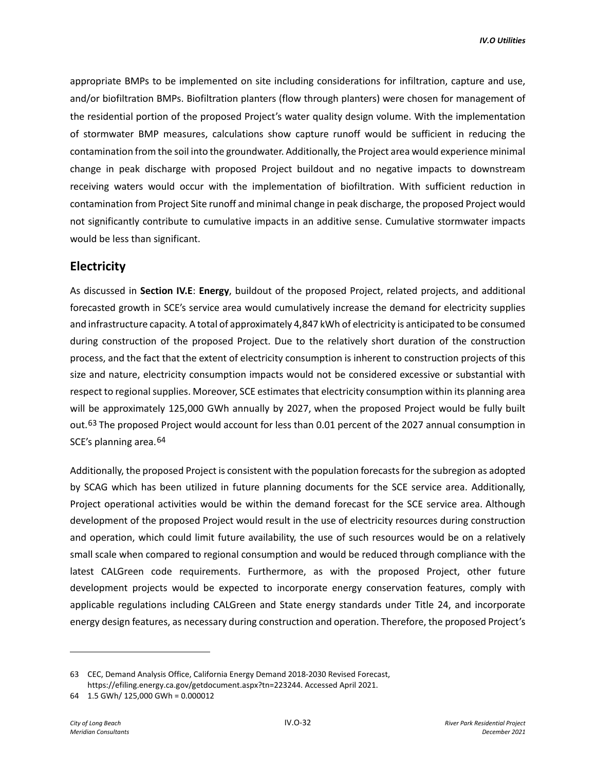appropriate BMPs to be implemented on site including considerations for infiltration, capture and use, and/or biofiltration BMPs. Biofiltration planters (flow through planters) were chosen for management of the residential portion of the proposed Project's water quality design volume. With the implementation of stormwater BMP measures, calculations show capture runoff would be sufficient in reducing the contamination from the soil into the groundwater. Additionally, the Project area would experience minimal change in peak discharge with proposed Project buildout and no negative impacts to downstream receiving waters would occur with the implementation of biofiltration. With sufficient reduction in contamination from Project Site runoff and minimal change in peak discharge, the proposed Project would not significantly contribute to cumulative impacts in an additive sense. Cumulative stormwater impacts would be less than significant.

## Electricity

As discussed in **Section IV.E**: **Energy**, buildout of the proposed Project, related projects, and additional forecasted growth in SCE's service area would cumulatively increase the demand for electricity supplies and infrastructure capacity. A total of approximately 4,847 kWh of electricity is anticipated to be consumed during construction of the proposed Project. Due to the relatively short duration of the construction process, and the fact that the extent of electricity consumption is inherent to construction projects of this size and nature, electricity consumption impacts would not be considered excessive or substantial with respect to regional supplies. Moreover, SCE estimates that electricity consumption within its planning area will be approximately 125,000 GWh annually by 2027, when the proposed Project would be fully built out.[63] The proposed Project would account for less than 0.01 percent of the 2027 annual consumption in SCE's planning area.[64]

Additionally, the proposed Project is consistent with the population forecasts for the subregion as adopted by SCAG which has been utilized in future planning documents for the SCE service area. Additionally, Project operational activities would be within the demand forecast for the SCE service area. Although development of the proposed Project would result in the use of electricity resources during construction and operation, which could limit future availability, the use of such resources would be on a relatively small scale when compared to regional consumption and would be reduced through compliance with the latest CALGreen code requirements. Furthermore, as with the proposed Project, other future development projects would be expected to incorporate energy conservation features, comply with applicable regulations including CALGreen and State energy standards under Title 24, and incorporate energy design features, as necessary during construction and operation. Therefore, the proposed Project's

63 CEC, Demand Analysis Office, California Energy Demand 2018-2030 Revised Forecast, https://efiling.energy.ca.gov/getdocument.aspx?tn=223244. Accessed April 2021.

64 1.5 GWh/ 125,000 GWh = 0.000012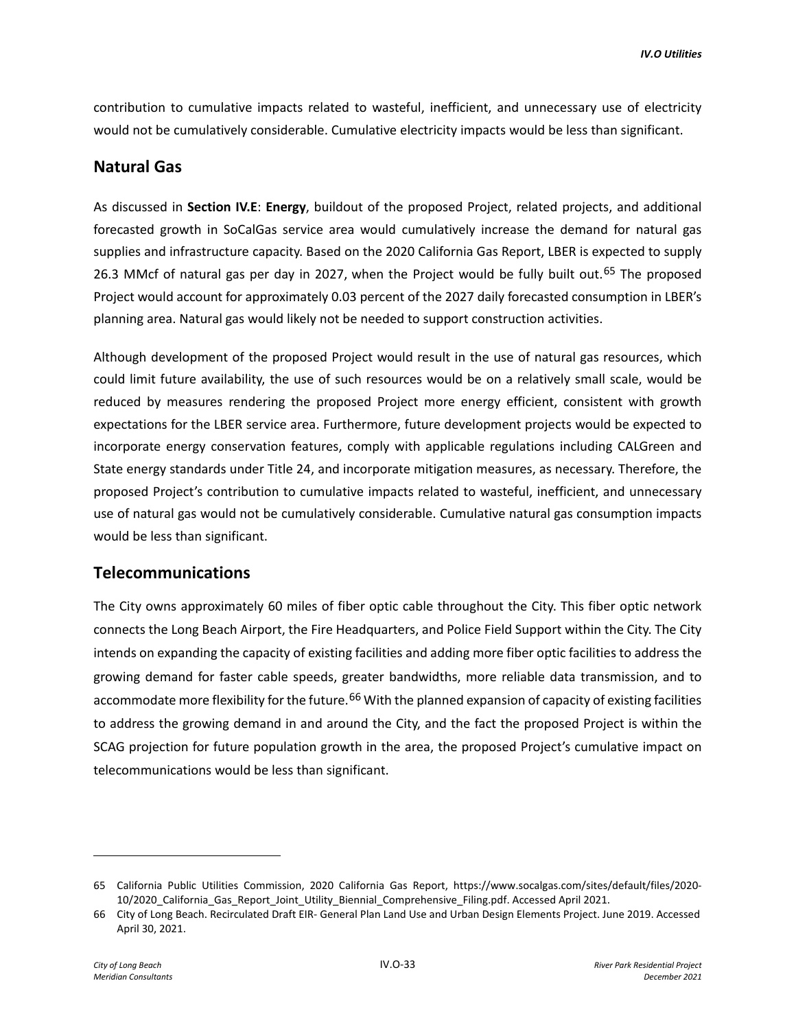contribution to cumulative impacts related to wasteful, inefficient, and unnecessary use of electricity would not be cumulatively considerable. Cumulative electricity impacts would be less than significant.

## Natural Gas

As discussed in **Section IV.E**: **Energy**, buildout of the proposed Project, related projects, and additional forecasted growth in SoCalGas service area would cumulatively increase the demand for natural gas supplies and infrastructure capacity. Based on the 2020 California Gas Report, LBER is expected to supply 26.3 MMcf of natural gas per day in 2027, when the Project would be fully built out.[65] The proposed Project would account for approximately 0.03 percent of the 2027 daily forecasted consumption in LBER's planning area. Natural gas would likely not be needed to support construction activities.

Although development of the proposed Project would result in the use of natural gas resources, which could limit future availability, the use of such resources would be on a relatively small scale, would be reduced by measures rendering the proposed Project more energy efficient, consistent with growth expectations for the LBER service area. Furthermore, future development projects would be expected to incorporate energy conservation features, comply with applicable regulations including CALGreen and State energy standards under Title 24, and incorporate mitigation measures, as necessary. Therefore, the proposed Project's contribution to cumulative impacts related to wasteful, inefficient, and unnecessary use of natural gas would not be cumulatively considerable. Cumulative natural gas consumption impacts would be less than significant.

## Telecommunications

The City owns approximately 60 miles of fiber optic cable throughout the City. This fiber optic network connects the Long Beach Airport, the Fire Headquarters, and Police Field Support within the City. The City intends on expanding the capacity of existing facilities and adding more fiber optic facilities to address the growing demand for faster cable speeds, greater bandwidths, more reliable data transmission, and to accommodate more flexibility for the future.[66] With the planned expansion of capacity of existing facilities to address the growing demand in and around the City, and the fact the proposed Project is within the SCAG projection for future population growth in the area, the proposed Project's cumulative impact on telecommunications would be less than significant.

---

65 California Public Utilities Commission, 2020 California Gas Report, https://www.socalgas.com/sites/default/files/2020-10/2020_California_Gas_Report_Joint_Utility_Biennial_Comprehensive_Filing.pdf. Accessed April 2021.

66 City of Long Beach. Recirculated Draft EIR- General Plan Land Use and Urban Design Elements Project. June 2019. Accessed April 30, 2021.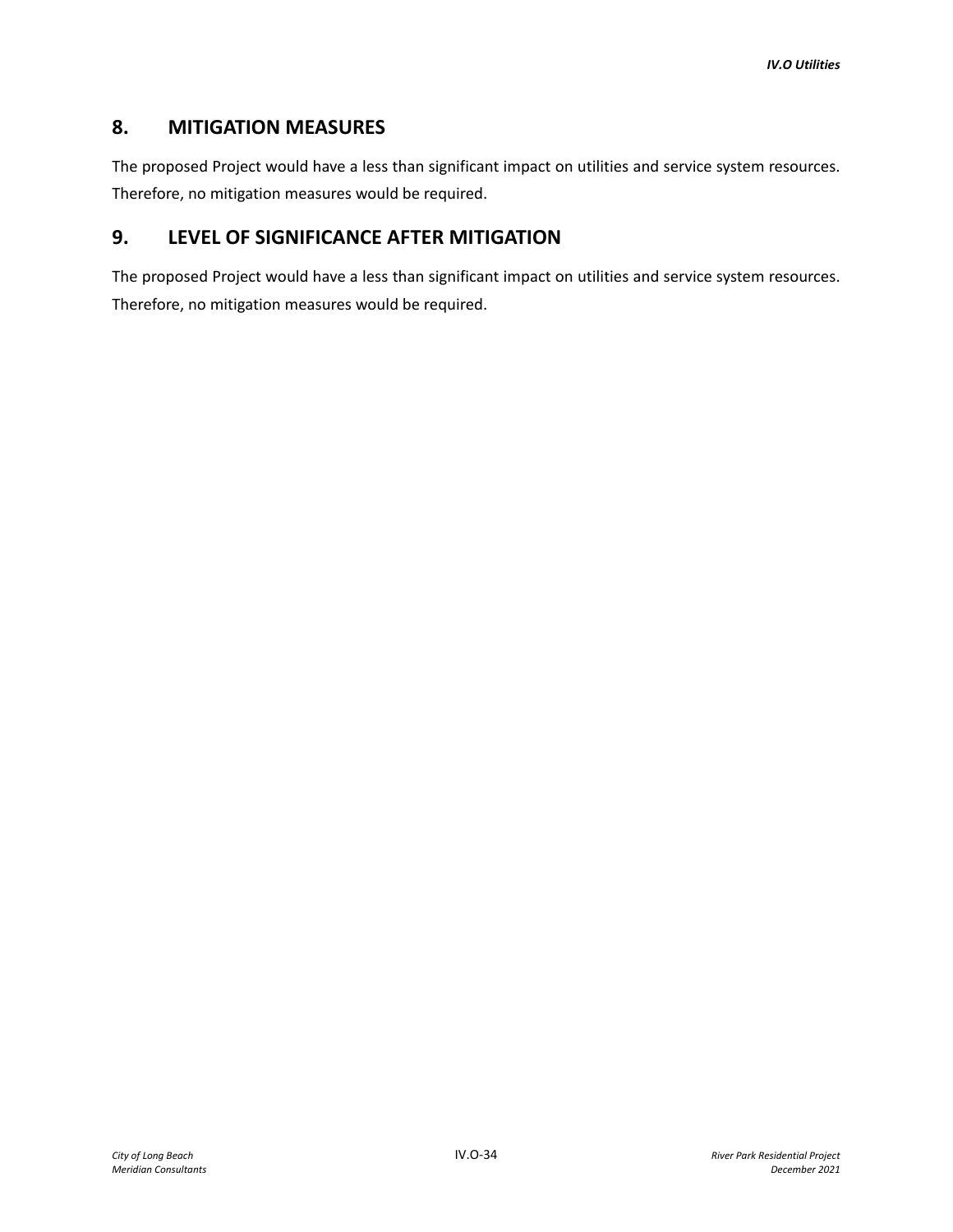## 8. MITIGATION MEASURES

The proposed Project would have a less than significant impact on utilities and service system resources. Therefore, no mitigation measures would be required.

## 9. LEVEL OF SIGNIFICANCE AFTER MITIGATION

The proposed Project would have a less than significant impact on utilities and service system resources. Therefore, no mitigation measures would be required.